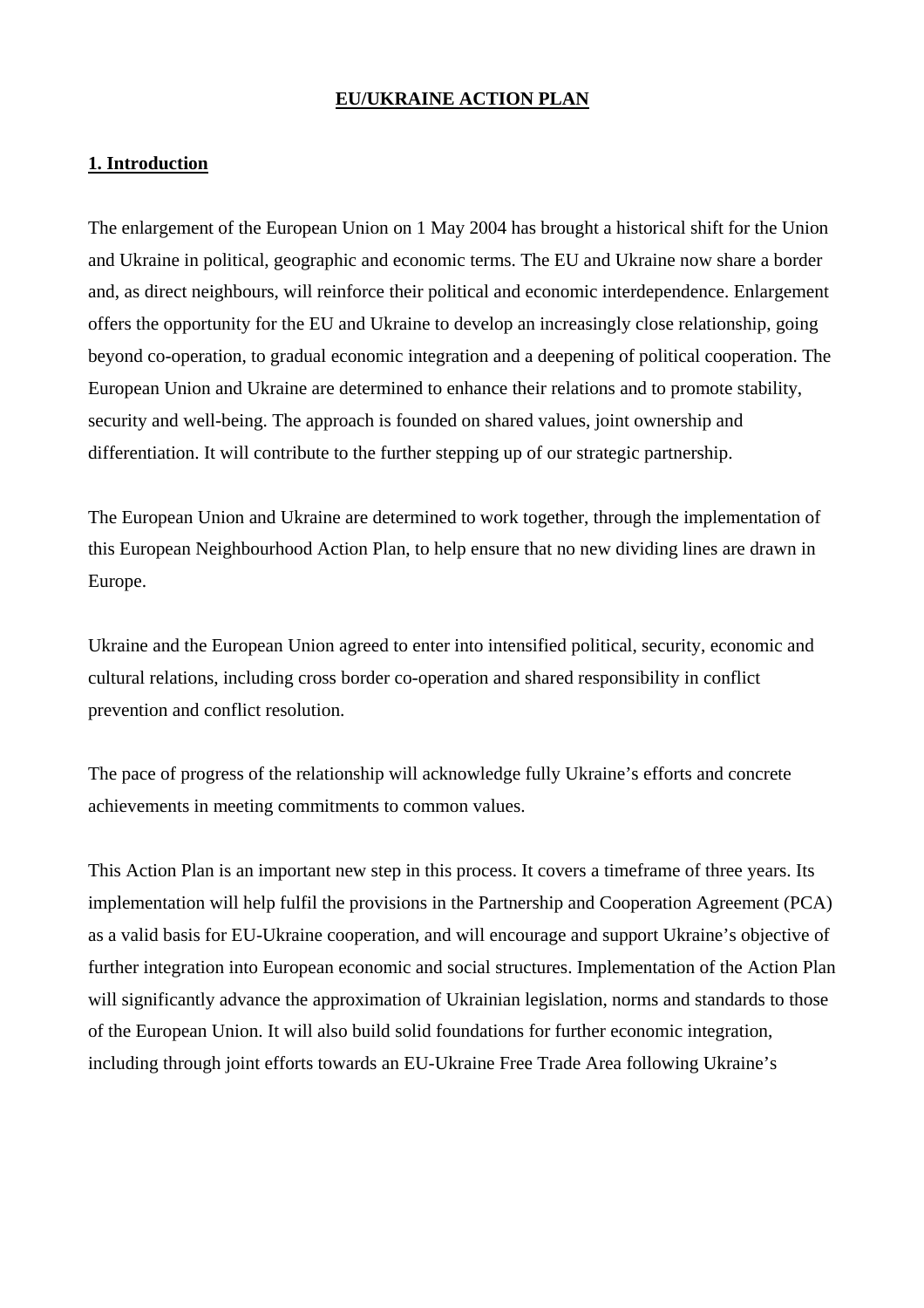# EU/UKRAINE ACTION PLAN

## 1. Introduction

The enlargement of the European Union on 1 May 2004 has brought a historical shift for the Union and Ukraine in political, geographic and economic terms. The EU and Ukraine now share a border and, as direct neighbours, will reinforce their political and economic interdependence. Enlargement offers the opportunity for the EU and Ukraine to develop an increasingly close relationship, going beyond co-operation, to gradual economic integration and a deepening of political cooperation. The European Union and Ukraine are determined to enhance their relations and to promote stability, security and well-being. The approach is founded on shared values, joint ownership and differentiation. It will contribute to the further stepping up of our strategic partnership.

The European Union and Ukraine are determined to work together, through the implementation of this European Neighbourhood Action Plan, to help ensure that no new dividing lines are drawn in Europe.

Ukraine and the European Union agreed to enter into intensified political, security, economic and cultural relations, including cross border co-operation and shared responsibility in conflict prevention and conflict resolution.

The pace of progress of the relationship will acknowledge fully Ukraine's efforts and concrete achievements in meeting commitments to common values.

This Action Plan is an important new step in this process. It covers a timeframe of three years. Its implementation will help fulfil the provisions in the Partnership and Cooperation Agreement (PCA) as a valid basis for EU-Ukraine cooperation, and will encourage and support Ukraine's objective of further integration into European economic and social structures. Implementation of the Action Plan will significantly advance the approximation of Ukrainian legislation, norms and standards to those of the European Union. It will also build solid foundations for further economic integration, including through joint efforts towards an EU-Ukraine Free Trade Area following Ukraine's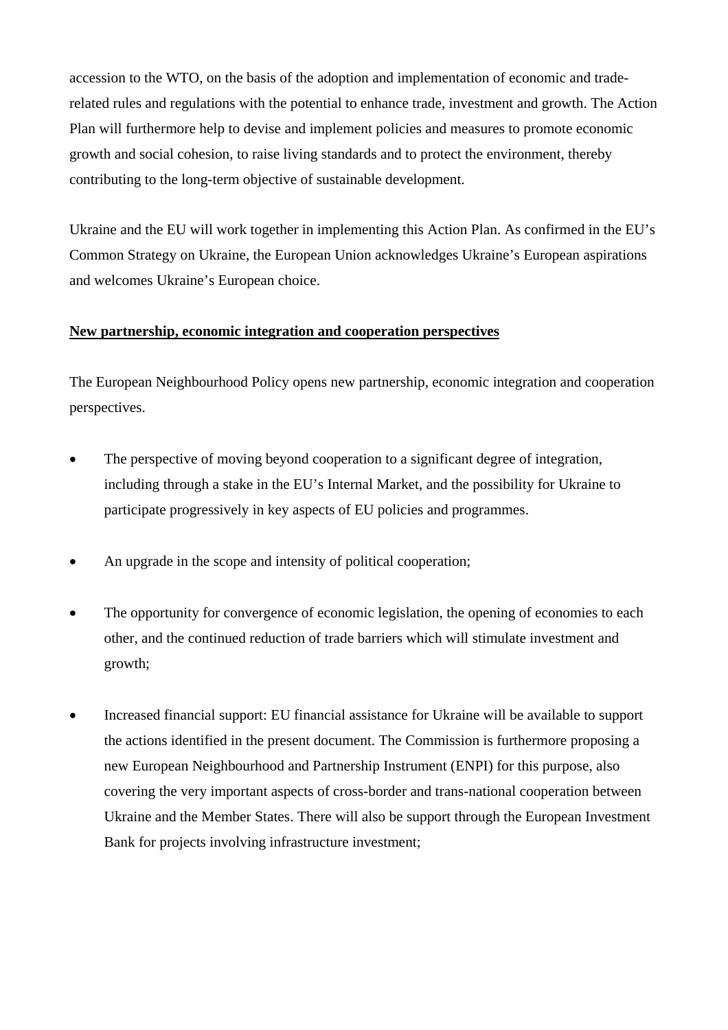accession to the WTO, on the basis of the adoption and implementation of economic and trade-related rules and regulations with the potential to enhance trade, investment and growth. The Action Plan will furthermore help to devise and implement policies and measures to promote economic growth and social cohesion, to raise living standards and to protect the environment, thereby contributing to the long-term objective of sustainable development.

Ukraine and the EU will work together in implementing this Action Plan. As confirmed in the EU's Common Strategy on Ukraine, the European Union acknowledges Ukraine's European aspirations and welcomes Ukraine's European choice.

**New partnership, economic integration and cooperation perspectives**

The European Neighbourhood Policy opens new partnership, economic integration and cooperation perspectives.

- The perspective of moving beyond cooperation to a significant degree of integration, including through a stake in the EU's Internal Market, and the possibility for Ukraine to participate progressively in key aspects of EU policies and programmes.

- An upgrade in the scope and intensity of political cooperation;

- The opportunity for convergence of economic legislation, the opening of economies to each other, and the continued reduction of trade barriers which will stimulate investment and growth;

- Increased financial support: EU financial assistance for Ukraine will be available to support the actions identified in the present document. The Commission is furthermore proposing a new European Neighbourhood and Partnership Instrument (ENPI) for this purpose, also covering the very important aspects of cross-border and trans-national cooperation between Ukraine and the Member States. There will also be support through the European Investment Bank for projects involving infrastructure investment;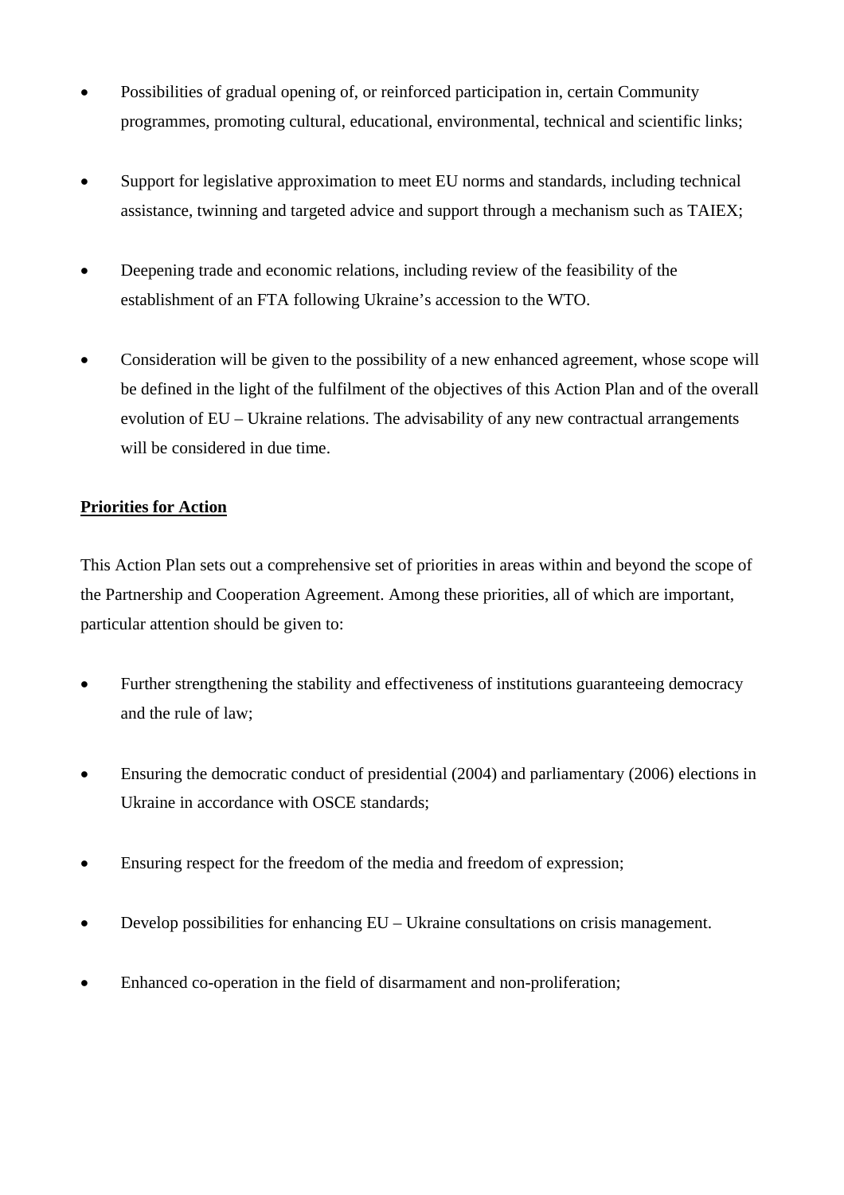- Possibilities of gradual opening of, or reinforced participation in, certain Community programmes, promoting cultural, educational, environmental, technical and scientific links;

- Support for legislative approximation to meet EU norms and standards, including technical assistance, twinning and targeted advice and support through a mechanism such as TAIEX;

- Deepening trade and economic relations, including review of the feasibility of the establishment of an FTA following Ukraine's accession to the WTO.

- Consideration will be given to the possibility of a new enhanced agreement, whose scope will be defined in the light of the fulfilment of the objectives of this Action Plan and of the overall evolution of EU – Ukraine relations. The advisability of any new contractual arrangements will be considered in due time.

**Priorities for Action**

This Action Plan sets out a comprehensive set of priorities in areas within and beyond the scope of the Partnership and Cooperation Agreement. Among these priorities, all of which are important, particular attention should be given to:

- Further strengthening the stability and effectiveness of institutions guaranteeing democracy and the rule of law;

- Ensuring the democratic conduct of presidential (2004) and parliamentary (2006) elections in Ukraine in accordance with OSCE standards;

- Ensuring respect for the freedom of the media and freedom of expression;

- Develop possibilities for enhancing EU – Ukraine consultations on crisis management.

- Enhanced co-operation in the field of disarmament and non-proliferation;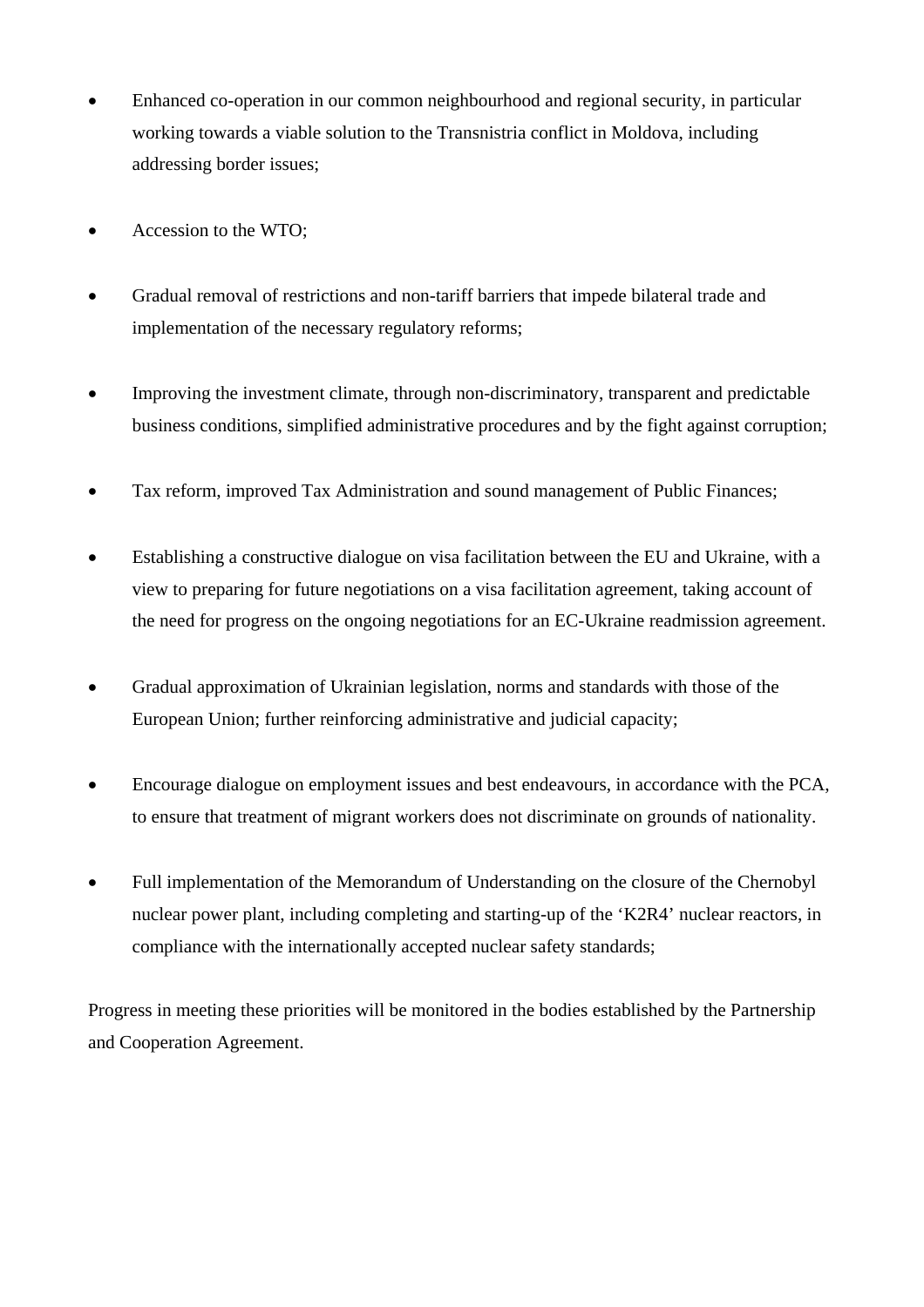- Enhanced co-operation in our common neighbourhood and regional security, in particular working towards a viable solution to the Transnistria conflict in Moldova, including addressing border issues;

- Accession to the WTO;

- Gradual removal of restrictions and non-tariff barriers that impede bilateral trade and implementation of the necessary regulatory reforms;

- Improving the investment climate, through non-discriminatory, transparent and predictable business conditions, simplified administrative procedures and by the fight against corruption;

- Tax reform, improved Tax Administration and sound management of Public Finances;

- Establishing a constructive dialogue on visa facilitation between the EU and Ukraine, with a view to preparing for future negotiations on a visa facilitation agreement, taking account of the need for progress on the ongoing negotiations for an EC-Ukraine readmission agreement.

- Gradual approximation of Ukrainian legislation, norms and standards with those of the European Union; further reinforcing administrative and judicial capacity;

- Encourage dialogue on employment issues and best endeavours, in accordance with the PCA, to ensure that treatment of migrant workers does not discriminate on grounds of nationality.

- Full implementation of the Memorandum of Understanding on the closure of the Chernobyl nuclear power plant, including completing and starting-up of the 'K2R4' nuclear reactors, in compliance with the internationally accepted nuclear safety standards;

Progress in meeting these priorities will be monitored in the bodies established by the Partnership and Cooperation Agreement.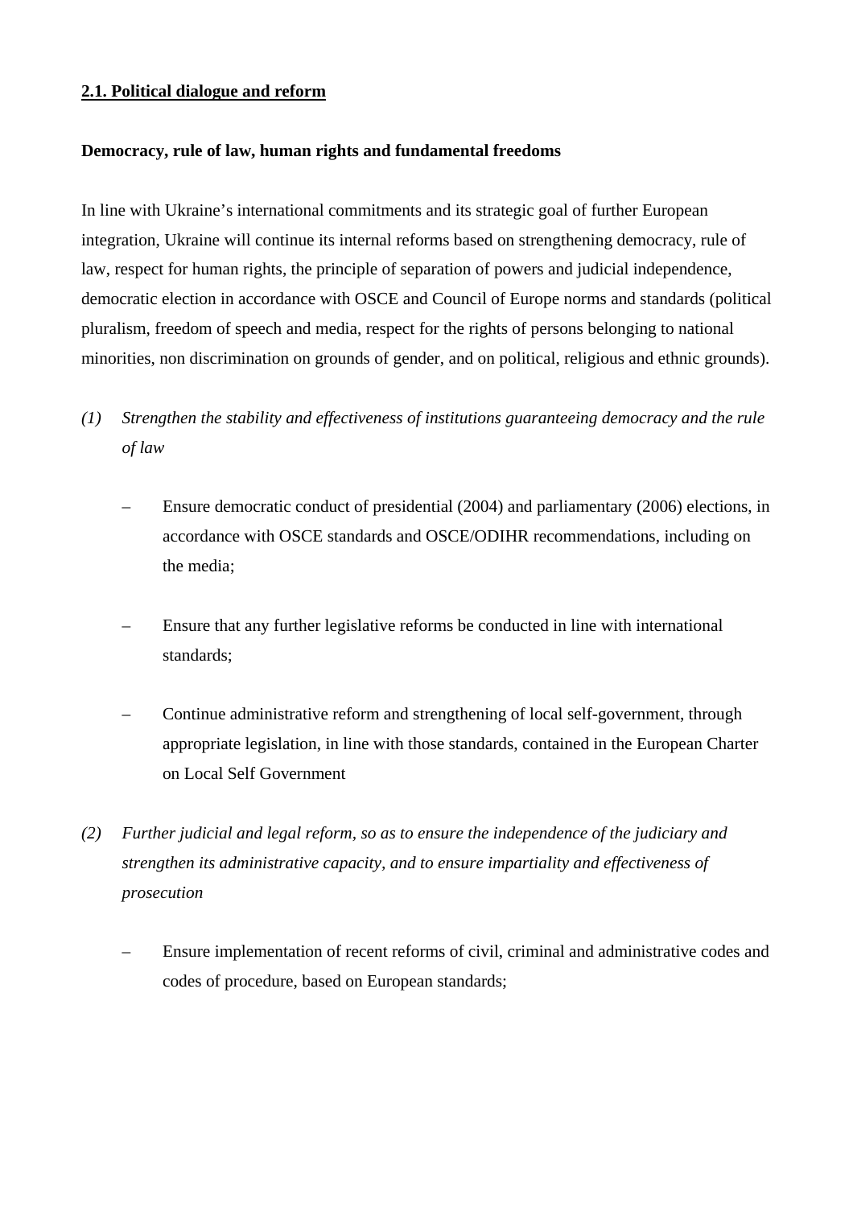## **2.1. Political dialogue and reform**

**Democracy, rule of law, human rights and fundamental freedoms**

In line with Ukraine's international commitments and its strategic goal of further European integration, Ukraine will continue its internal reforms based on strengthening democracy, rule of law, respect for human rights, the principle of separation of powers and judicial independence, democratic election in accordance with OSCE and Council of Europe norms and standards (political pluralism, freedom of speech and media, respect for the rights of persons belonging to national minorities, non discrimination on grounds of gender, and on political, religious and ethnic grounds).

*(1) Strengthen the stability and effectiveness of institutions guaranteeing democracy and the rule of law*

- Ensure democratic conduct of presidential (2004) and parliamentary (2006) elections, in accordance with OSCE standards and OSCE/ODIHR recommendations, including on the media;
- Ensure that any further legislative reforms be conducted in line with international standards;
- Continue administrative reform and strengthening of local self-government, through appropriate legislation, in line with those standards, contained in the European Charter on Local Self Government

*(2) Further judicial and legal reform, so as to ensure the independence of the judiciary and strengthen its administrative capacity, and to ensure impartiality and effectiveness of prosecution*

- Ensure implementation of recent reforms of civil, criminal and administrative codes and codes of procedure, based on European standards;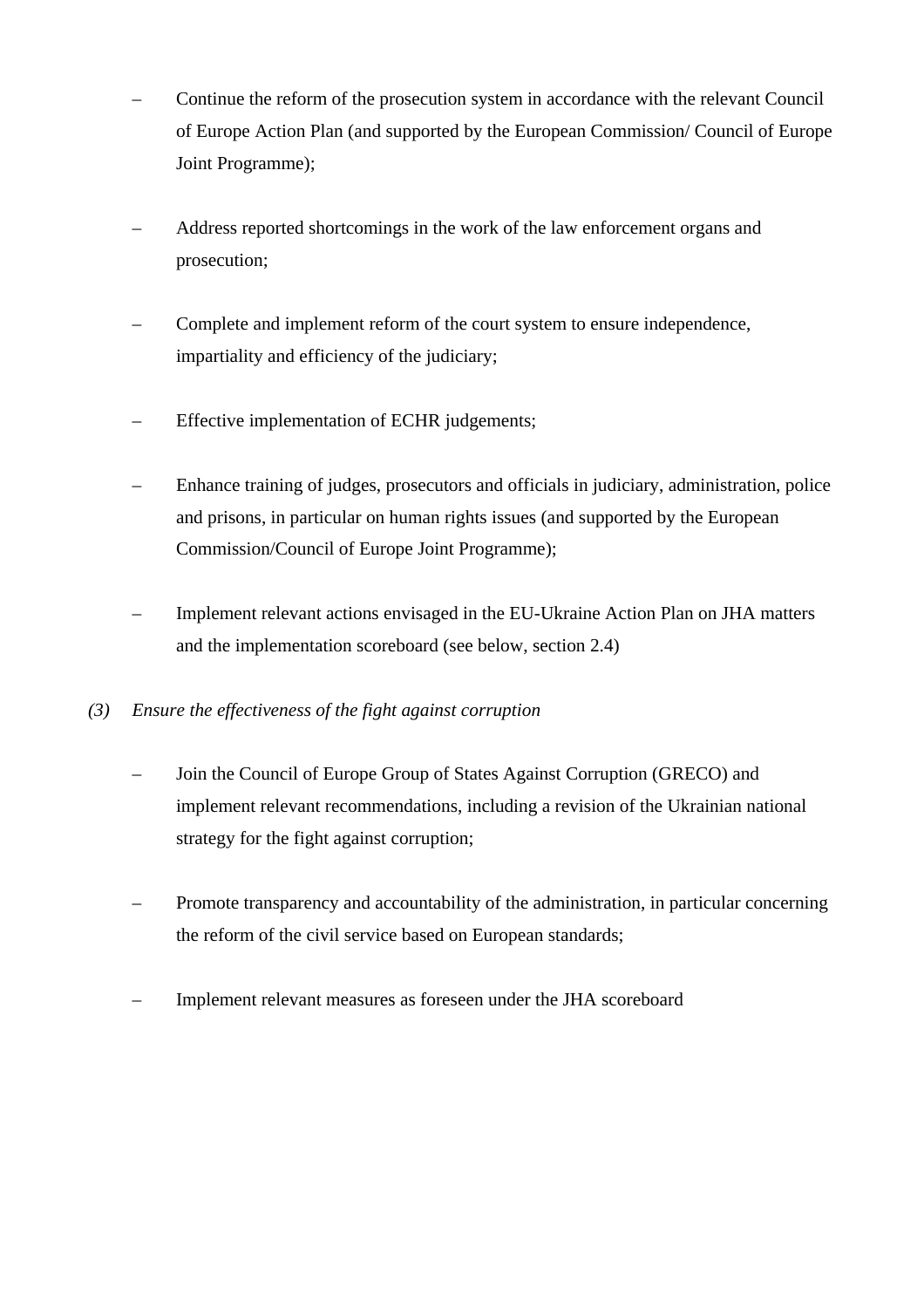- Continue the reform of the prosecution system in accordance with the relevant Council of Europe Action Plan (and supported by the European Commission/ Council of Europe Joint Programme);

- Address reported shortcomings in the work of the law enforcement organs and prosecution;

- Complete and implement reform of the court system to ensure independence, impartiality and efficiency of the judiciary;

- Effective implementation of ECHR judgements;

- Enhance training of judges, prosecutors and officials in judiciary, administration, police and prisons, in particular on human rights issues (and supported by the European Commission/Council of Europe Joint Programme);

- Implement relevant actions envisaged in the EU-Ukraine Action Plan on JHA matters and the implementation scoreboard (see below, section 2.4)

*(3) Ensure the effectiveness of the fight against corruption*

- Join the Council of Europe Group of States Against Corruption (GRECO) and implement relevant recommendations, including a revision of the Ukrainian national strategy for the fight against corruption;

- Promote transparency and accountability of the administration, in particular concerning the reform of the civil service based on European standards;

- Implement relevant measures as foreseen under the JHA scoreboard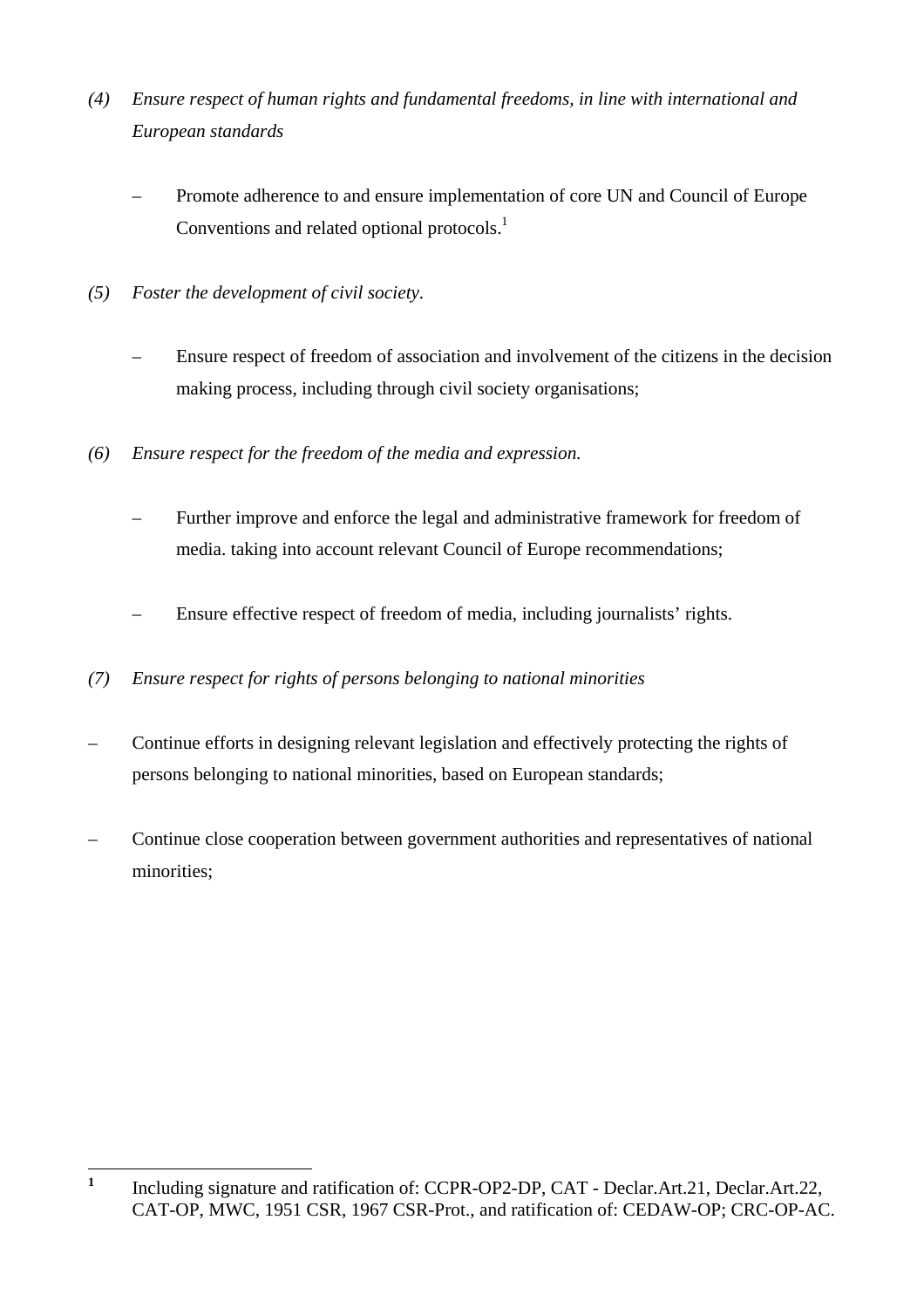*(4) Ensure respect of human rights and fundamental freedoms, in line with international and European standards*

– Promote adherence to and ensure implementation of core UN and Council of Europe Conventions and related optional protocols.[1]

*(5) Foster the development of civil society.*

– Ensure respect of freedom of association and involvement of the citizens in the decision making process, including through civil society organisations;

*(6) Ensure respect for the freedom of the media and expression.*

– Further improve and enforce the legal and administrative framework for freedom of media. taking into account relevant Council of Europe recommendations;

– Ensure effective respect of freedom of media, including journalists' rights.

*(7) Ensure respect for rights of persons belonging to national minorities*

– Continue efforts in designing relevant legislation and effectively protecting the rights of persons belonging to national minorities, based on European standards;

– Continue close cooperation between government authorities and representatives of national minorities;

---

[1] Including signature and ratification of: CCPR-OP2-DP, CAT - Declar.Art.21, Declar.Art.22, CAT-OP, MWC, 1951 CSR, 1967 CSR-Prot., and ratification of: CEDAW-OP; CRC-OP-AC.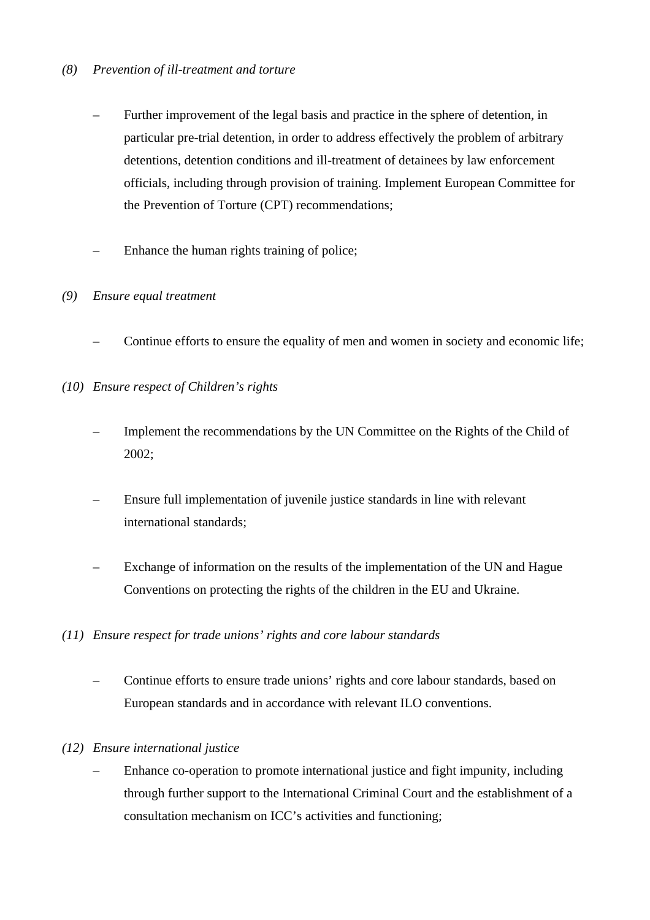*(8) Prevention of ill-treatment and torture*

- Further improvement of the legal basis and practice in the sphere of detention, in particular pre-trial detention, in order to address effectively the problem of arbitrary detentions, detention conditions and ill-treatment of detainees by law enforcement officials, including through provision of training. Implement European Committee for the Prevention of Torture (CPT) recommendations;

- Enhance the human rights training of police;

*(9) Ensure equal treatment*

- Continue efforts to ensure the equality of men and women in society and economic life;

*(10) Ensure respect of Children's rights*

- Implement the recommendations by the UN Committee on the Rights of the Child of 2002;

- Ensure full implementation of juvenile justice standards in line with relevant international standards;

- Exchange of information on the results of the implementation of the UN and Hague Conventions on protecting the rights of the children in the EU and Ukraine.

*(11) Ensure respect for trade unions' rights and core labour standards*

- Continue efforts to ensure trade unions' rights and core labour standards, based on European standards and in accordance with relevant ILO conventions.

*(12) Ensure international justice*

- Enhance co-operation to promote international justice and fight impunity, including through further support to the International Criminal Court and the establishment of a consultation mechanism on ICC's activities and functioning;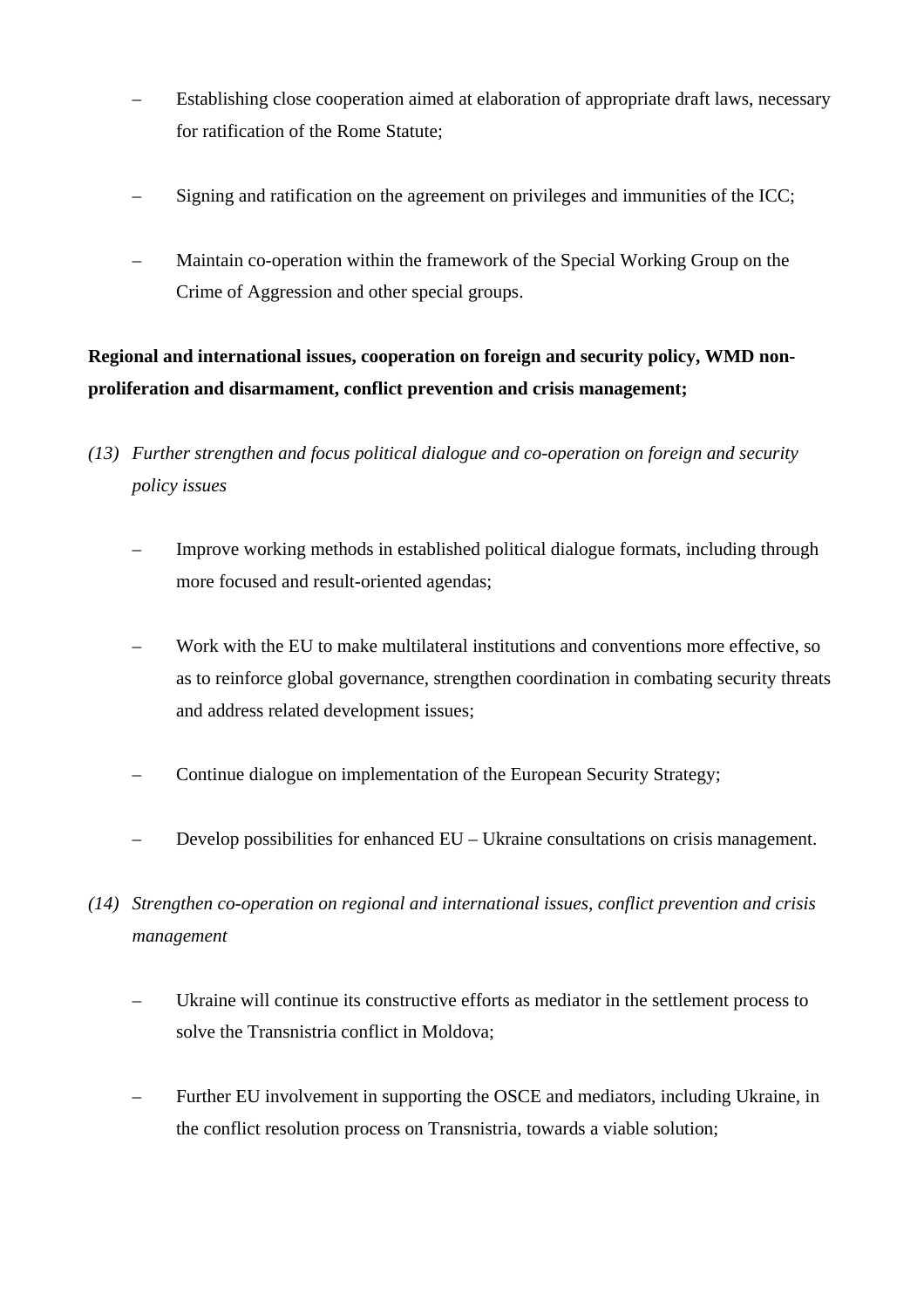- Establishing close cooperation aimed at elaboration of appropriate draft laws, necessary for ratification of the Rome Statute;

- Signing and ratification on the agreement on privileges and immunities of the ICC;

- Maintain co-operation within the framework of the Special Working Group on the Crime of Aggression and other special groups.

**Regional and international issues, cooperation on foreign and security policy, WMD non-proliferation and disarmament, conflict prevention and crisis management;**

*(13) Further strengthen and focus political dialogue and co-operation on foreign and security policy issues*

- Improve working methods in established political dialogue formats, including through more focused and result-oriented agendas;

- Work with the EU to make multilateral institutions and conventions more effective, so as to reinforce global governance, strengthen coordination in combating security threats and address related development issues;

- Continue dialogue on implementation of the European Security Strategy;

- Develop possibilities for enhanced EU – Ukraine consultations on crisis management.

*(14) Strengthen co-operation on regional and international issues, conflict prevention and crisis management*

- Ukraine will continue its constructive efforts as mediator in the settlement process to solve the Transnistria conflict in Moldova;

- Further EU involvement in supporting the OSCE and mediators, including Ukraine, in the conflict resolution process on Transnistria, towards a viable solution;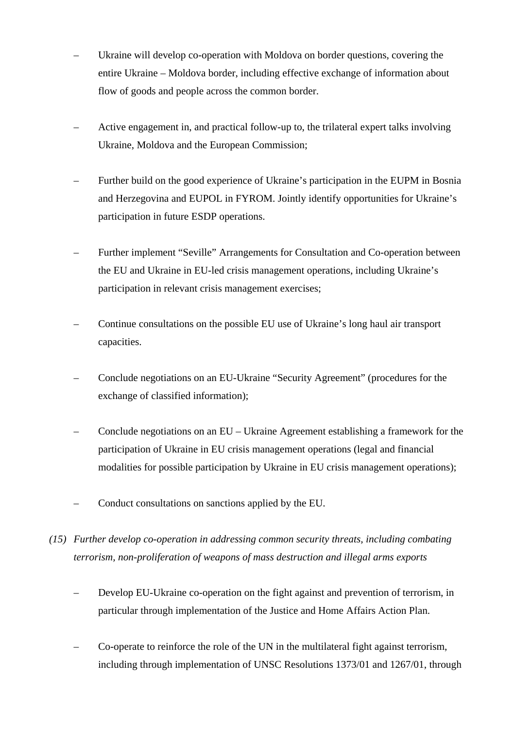- Ukraine will develop co-operation with Moldova on border questions, covering the entire Ukraine – Moldova border, including effective exchange of information about flow of goods and people across the common border.

- Active engagement in, and practical follow-up to, the trilateral expert talks involving Ukraine, Moldova and the European Commission;

- Further build on the good experience of Ukraine's participation in the EUPM in Bosnia and Herzegovina and EUPOL in FYROM. Jointly identify opportunities for Ukraine's participation in future ESDP operations.

- Further implement "Seville" Arrangements for Consultation and Co-operation between the EU and Ukraine in EU-led crisis management operations, including Ukraine's participation in relevant crisis management exercises;

- Continue consultations on the possible EU use of Ukraine's long haul air transport capacities.

- Conclude negotiations on an EU-Ukraine "Security Agreement" (procedures for the exchange of classified information);

- Conclude negotiations on an EU – Ukraine Agreement establishing a framework for the participation of Ukraine in EU crisis management operations (legal and financial modalities for possible participation by Ukraine in EU crisis management operations);

- Conduct consultations on sanctions applied by the EU.

(15) *Further develop co-operation in addressing common security threats, including combating terrorism, non-proliferation of weapons of mass destruction and illegal arms exports*

- Develop EU-Ukraine co-operation on the fight against and prevention of terrorism, in particular through implementation of the Justice and Home Affairs Action Plan.

- Co-operate to reinforce the role of the UN in the multilateral fight against terrorism, including through implementation of UNSC Resolutions 1373/01 and 1267/01, through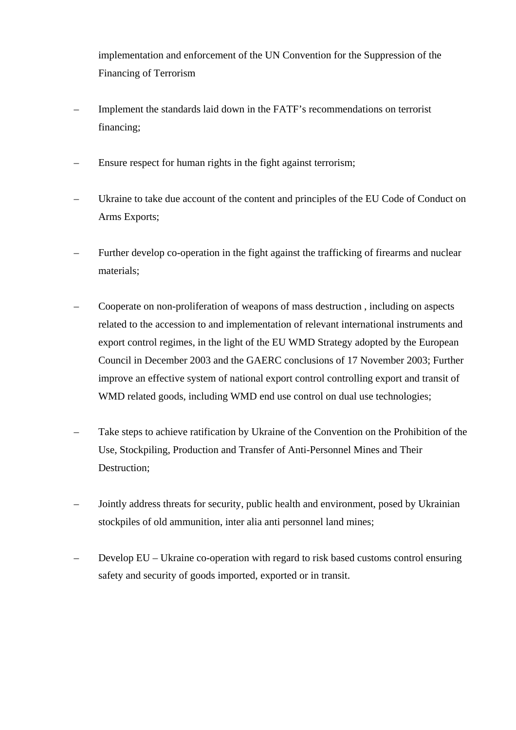implementation and enforcement of the UN Convention for the Suppression of the Financing of Terrorism

- Implement the standards laid down in the FATF's recommendations on terrorist financing;
- Ensure respect for human rights in the fight against terrorism;
- Ukraine to take due account of the content and principles of the EU Code of Conduct on Arms Exports;
- Further develop co-operation in the fight against the trafficking of firearms and nuclear materials;
- Cooperate on non-proliferation of weapons of mass destruction , including on aspects related to the accession to and implementation of relevant international instruments and export control regimes, in the light of the EU WMD Strategy adopted by the European Council in December 2003 and the GAERC conclusions of 17 November 2003; Further improve an effective system of national export control controlling export and transit of WMD related goods, including WMD end use control on dual use technologies;
- Take steps to achieve ratification by Ukraine of the Convention on the Prohibition of the Use, Stockpiling, Production and Transfer of Anti-Personnel Mines and Their Destruction;
- Jointly address threats for security, public health and environment, posed by Ukrainian stockpiles of old ammunition, inter alia anti personnel land mines;
- Develop EU – Ukraine co-operation with regard to risk based customs control ensuring safety and security of goods imported, exported or in transit.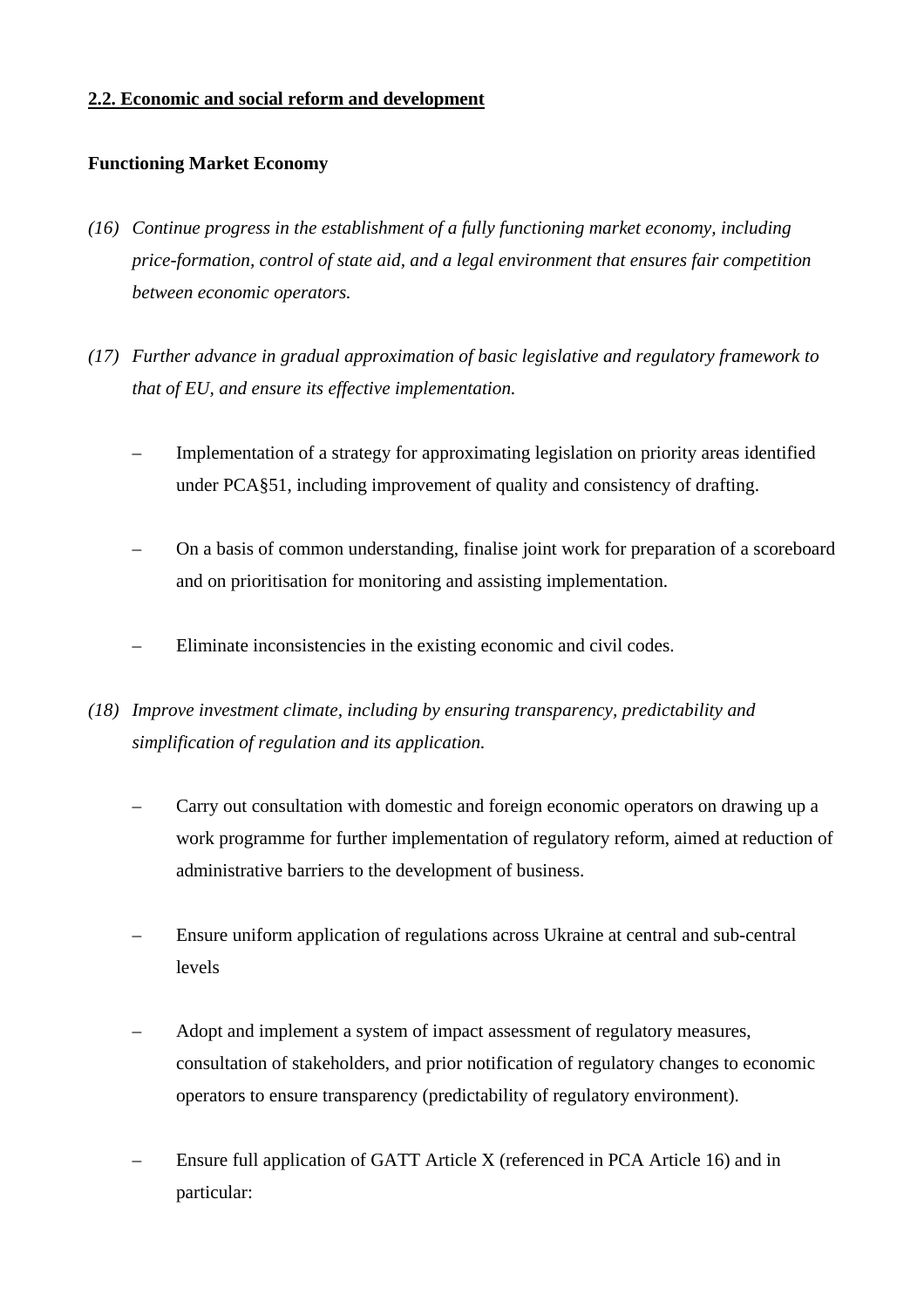## 2.2. Economic and social reform and development

**Functioning Market Economy**

*(16) Continue progress in the establishment of a fully functioning market economy, including price-formation, control of state aid, and a legal environment that ensures fair competition between economic operators.*

*(17) Further advance in gradual approximation of basic legislative and regulatory framework to that of EU, and ensure its effective implementation.*

- Implementation of a strategy for approximating legislation on priority areas identified under PCA§51, including improvement of quality and consistency of drafting.
- On a basis of common understanding, finalise joint work for preparation of a scoreboard and on prioritisation for monitoring and assisting implementation.
- Eliminate inconsistencies in the existing economic and civil codes.

*(18) Improve investment climate, including by ensuring transparency, predictability and simplification of regulation and its application.*

- Carry out consultation with domestic and foreign economic operators on drawing up a work programme for further implementation of regulatory reform, aimed at reduction of administrative barriers to the development of business.
- Ensure uniform application of regulations across Ukraine at central and sub-central levels
- Adopt and implement a system of impact assessment of regulatory measures, consultation of stakeholders, and prior notification of regulatory changes to economic operators to ensure transparency (predictability of regulatory environment).
- Ensure full application of GATT Article X (referenced in PCA Article 16) and in particular: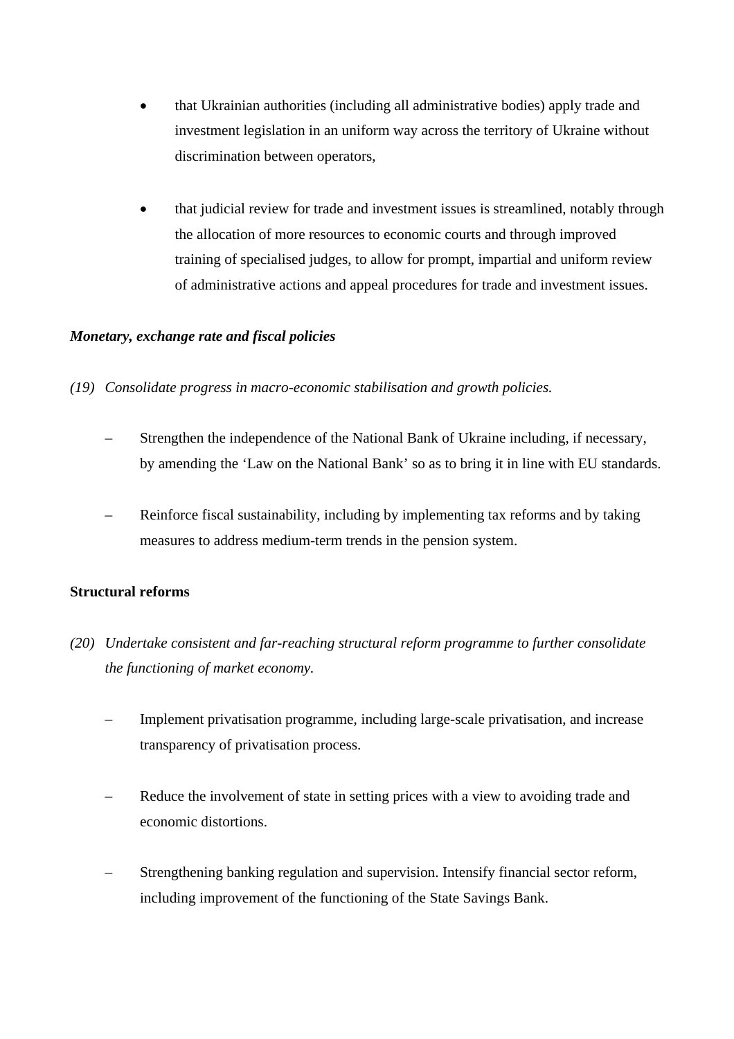- that Ukrainian authorities (including all administrative bodies) apply trade and investment legislation in an uniform way across the territory of Ukraine without discrimination between operators,

- that judicial review for trade and investment issues is streamlined, notably through the allocation of more resources to economic courts and through improved training of specialised judges, to allow for prompt, impartial and uniform review of administrative actions and appeal procedures for trade and investment issues.

***Monetary, exchange rate and fiscal policies***

*(19) Consolidate progress in macro-economic stabilisation and growth policies.*

– Strengthen the independence of the National Bank of Ukraine including, if necessary, by amending the 'Law on the National Bank' so as to bring it in line with EU standards.

– Reinforce fiscal sustainability, including by implementing tax reforms and by taking measures to address medium-term trends in the pension system.

**Structural reforms**

*(20) Undertake consistent and far-reaching structural reform programme to further consolidate the functioning of market economy.*

– Implement privatisation programme, including large-scale privatisation, and increase transparency of privatisation process.

– Reduce the involvement of state in setting prices with a view to avoiding trade and economic distortions.

– Strengthening banking regulation and supervision. Intensify financial sector reform, including improvement of the functioning of the State Savings Bank.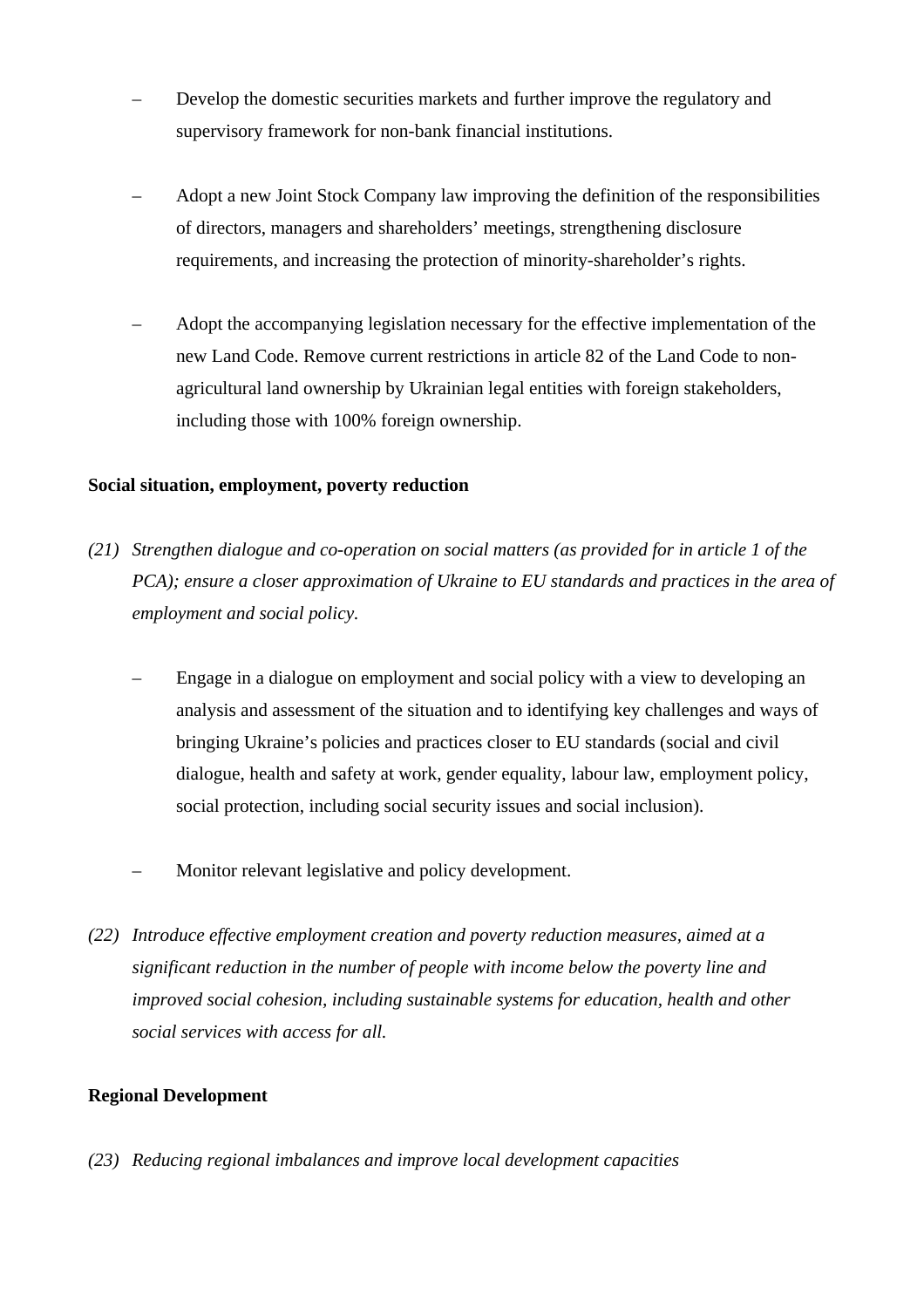– Develop the domestic securities markets and further improve the regulatory and supervisory framework for non-bank financial institutions.

– Adopt a new Joint Stock Company law improving the definition of the responsibilities of directors, managers and shareholders' meetings, strengthening disclosure requirements, and increasing the protection of minority-shareholder's rights.

– Adopt the accompanying legislation necessary for the effective implementation of the new Land Code. Remove current restrictions in article 82 of the Land Code to non-agricultural land ownership by Ukrainian legal entities with foreign stakeholders, including those with 100% foreign ownership.

**Social situation, employment, poverty reduction**

*(21) Strengthen dialogue and co-operation on social matters (as provided for in article 1 of the PCA); ensure a closer approximation of Ukraine to EU standards and practices in the area of employment and social policy.*

– Engage in a dialogue on employment and social policy with a view to developing an analysis and assessment of the situation and to identifying key challenges and ways of bringing Ukraine's policies and practices closer to EU standards (social and civil dialogue, health and safety at work, gender equality, labour law, employment policy, social protection, including social security issues and social inclusion).

– Monitor relevant legislative and policy development.

*(22) Introduce effective employment creation and poverty reduction measures, aimed at a significant reduction in the number of people with income below the poverty line and improved social cohesion, including sustainable systems for education, health and other social services with access for all.*

**Regional Development**

*(23) Reducing regional imbalances and improve local development capacities*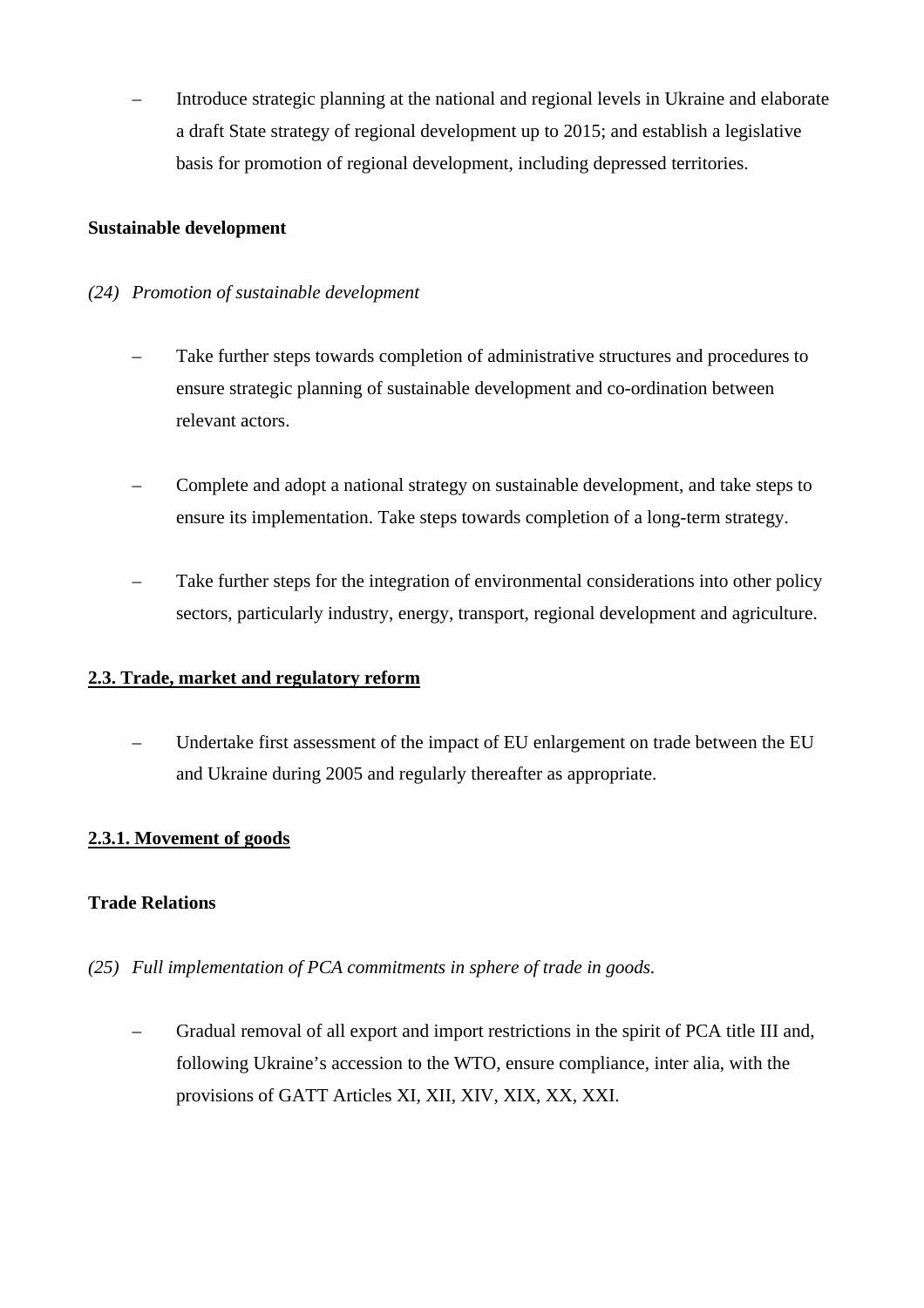- Introduce strategic planning at the national and regional levels in Ukraine and elaborate a draft State strategy of regional development up to 2015; and establish a legislative basis for promotion of regional development, including depressed territories.

**Sustainable development**

*(24) Promotion of sustainable development*

- Take further steps towards completion of administrative structures and procedures to ensure strategic planning of sustainable development and co-ordination between relevant actors.

- Complete and adopt a national strategy on sustainable development, and take steps to ensure its implementation. Take steps towards completion of a long-term strategy.

- Take further steps for the integration of environmental considerations into other policy sectors, particularly industry, energy, transport, regional development and agriculture.

### 2.3. Trade, market and regulatory reform

- Undertake first assessment of the impact of EU enlargement on trade between the EU and Ukraine during 2005 and regularly thereafter as appropriate.

#### 2.3.1. Movement of goods

**Trade Relations**

*(25) Full implementation of PCA commitments in sphere of trade in goods.*

- Gradual removal of all export and import restrictions in the spirit of PCA title III and, following Ukraine's accession to the WTO, ensure compliance, inter alia, with the provisions of GATT Articles XI, XII, XIV, XIX, XX, XXI.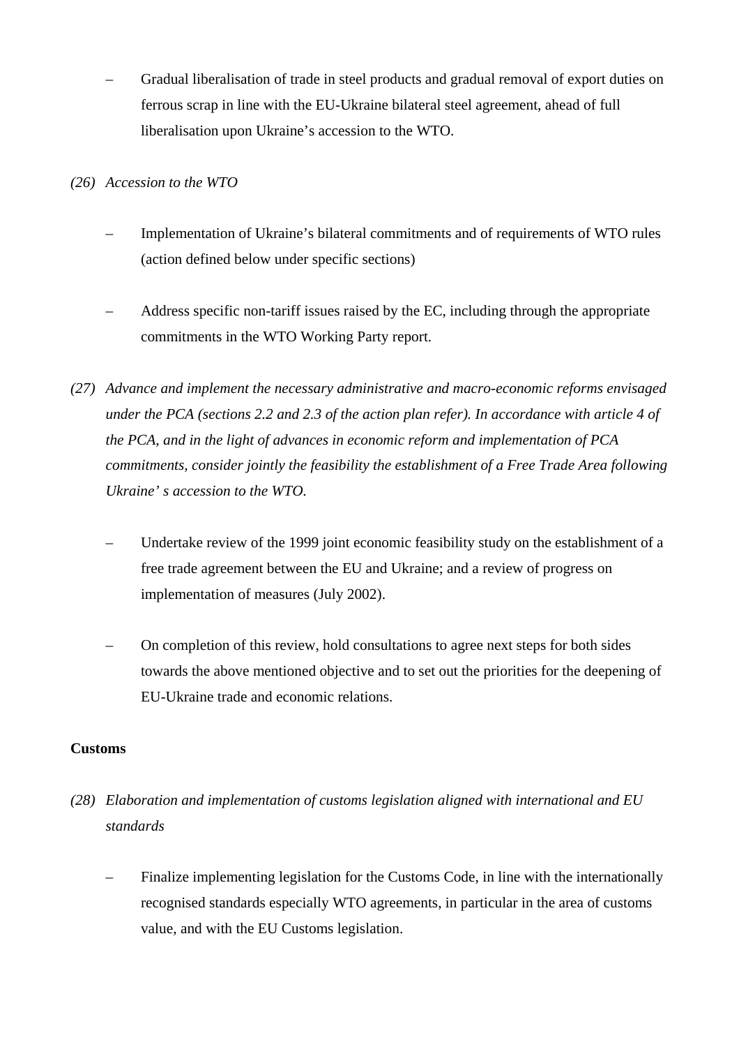- Gradual liberalisation of trade in steel products and gradual removal of export duties on ferrous scrap in line with the EU-Ukraine bilateral steel agreement, ahead of full liberalisation upon Ukraine's accession to the WTO.

*(26) Accession to the WTO*

- Implementation of Ukraine's bilateral commitments and of requirements of WTO rules (action defined below under specific sections)
- Address specific non-tariff issues raised by the EC, including through the appropriate commitments in the WTO Working Party report.

*(27) Advance and implement the necessary administrative and macro-economic reforms envisaged under the PCA (sections 2.2 and 2.3 of the action plan refer). In accordance with article 4 of the PCA, and in the light of advances in economic reform and implementation of PCA commitments, consider jointly the feasibility the establishment of a Free Trade Area following Ukraine' s accession to the WTO.*

- Undertake review of the 1999 joint economic feasibility study on the establishment of a free trade agreement between the EU and Ukraine; and a review of progress on implementation of measures (July 2002).
- On completion of this review, hold consultations to agree next steps for both sides towards the above mentioned objective and to set out the priorities for the deepening of EU-Ukraine trade and economic relations.

**Customs**

*(28) Elaboration and implementation of customs legislation aligned with international and EU standards*

- Finalize implementing legislation for the Customs Code, in line with the internationally recognised standards especially WTO agreements, in particular in the area of customs value, and with the EU Customs legislation.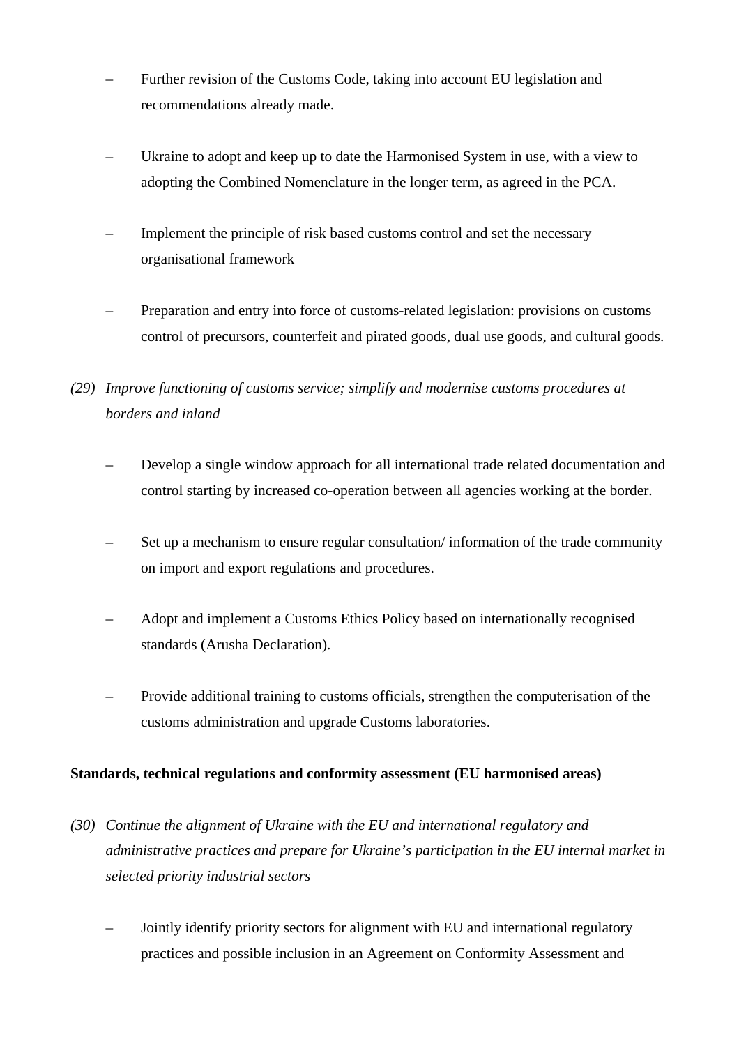– Further revision of the Customs Code, taking into account EU legislation and recommendations already made.

– Ukraine to adopt and keep up to date the Harmonised System in use, with a view to adopting the Combined Nomenclature in the longer term, as agreed in the PCA.

– Implement the principle of risk based customs control and set the necessary organisational framework

– Preparation and entry into force of customs-related legislation: provisions on customs control of precursors, counterfeit and pirated goods, dual use goods, and cultural goods.

*(29) Improve functioning of customs service; simplify and modernise customs procedures at borders and inland*

– Develop a single window approach for all international trade related documentation and control starting by increased co-operation between all agencies working at the border.

– Set up a mechanism to ensure regular consultation/ information of the trade community on import and export regulations and procedures.

– Adopt and implement a Customs Ethics Policy based on internationally recognised standards (Arusha Declaration).

– Provide additional training to customs officials, strengthen the computerisation of the customs administration and upgrade Customs laboratories.

**Standards, technical regulations and conformity assessment (EU harmonised areas)**

*(30) Continue the alignment of Ukraine with the EU and international regulatory and administrative practices and prepare for Ukraine's participation in the EU internal market in selected priority industrial sectors*

– Jointly identify priority sectors for alignment with EU and international regulatory practices and possible inclusion in an Agreement on Conformity Assessment and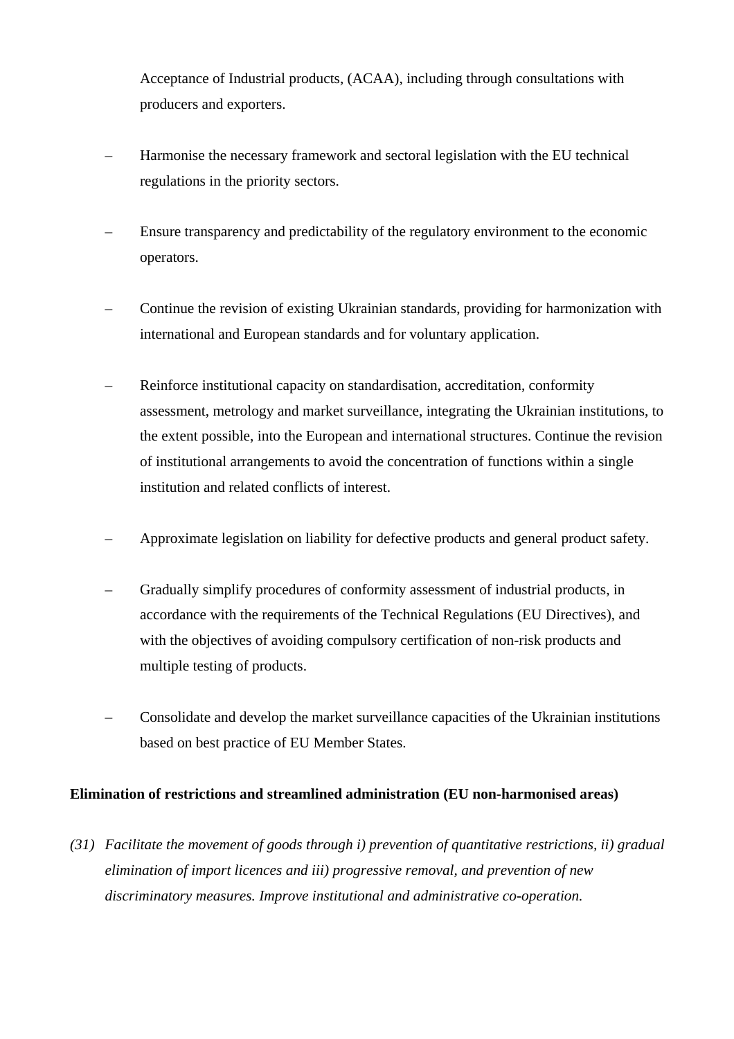Acceptance of Industrial products, (ACAA), including through consultations with producers and exporters.

- Harmonise the necessary framework and sectoral legislation with the EU technical regulations in the priority sectors.

- Ensure transparency and predictability of the regulatory environment to the economic operators.

- Continue the revision of existing Ukrainian standards, providing for harmonization with international and European standards and for voluntary application.

- Reinforce institutional capacity on standardisation, accreditation, conformity assessment, metrology and market surveillance, integrating the Ukrainian institutions, to the extent possible, into the European and international structures. Continue the revision of institutional arrangements to avoid the concentration of functions within a single institution and related conflicts of interest.

- Approximate legislation on liability for defective products and general product safety.

- Gradually simplify procedures of conformity assessment of industrial products, in accordance with the requirements of the Technical Regulations (EU Directives), and with the objectives of avoiding compulsory certification of non-risk products and multiple testing of products.

- Consolidate and develop the market surveillance capacities of the Ukrainian institutions based on best practice of EU Member States.

**Elimination of restrictions and streamlined administration (EU non-harmonised areas)**

*(31) Facilitate the movement of goods through i) prevention of quantitative restrictions, ii) gradual elimination of import licences and iii) progressive removal, and prevention of new discriminatory measures. Improve institutional and administrative co-operation.*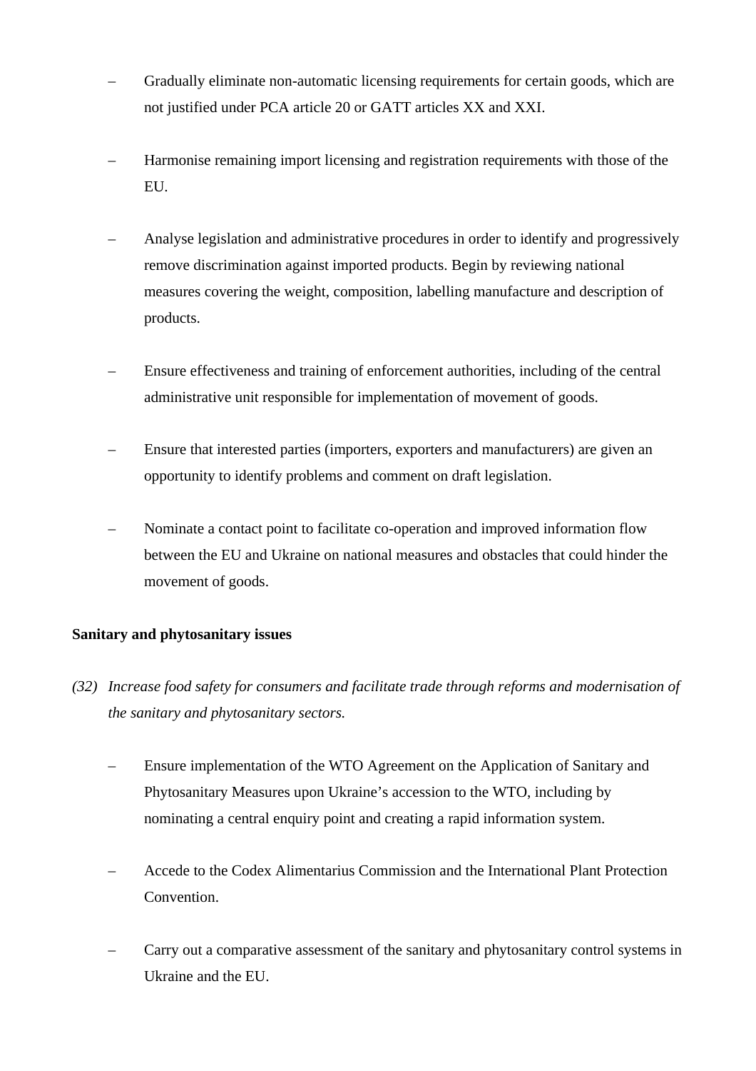- Gradually eliminate non-automatic licensing requirements for certain goods, which are not justified under PCA article 20 or GATT articles XX and XXI.
- Harmonise remaining import licensing and registration requirements with those of the EU.
- Analyse legislation and administrative procedures in order to identify and progressively remove discrimination against imported products. Begin by reviewing national measures covering the weight, composition, labelling manufacture and description of products.
- Ensure effectiveness and training of enforcement authorities, including of the central administrative unit responsible for implementation of movement of goods.
- Ensure that interested parties (importers, exporters and manufacturers) are given an opportunity to identify problems and comment on draft legislation.
- Nominate a contact point to facilitate co-operation and improved information flow between the EU and Ukraine on national measures and obstacles that could hinder the movement of goods.

**Sanitary and phytosanitary issues**

(32) *Increase food safety for consumers and facilitate trade through reforms and modernisation of the sanitary and phytosanitary sectors.*

- Ensure implementation of the WTO Agreement on the Application of Sanitary and Phytosanitary Measures upon Ukraine's accession to the WTO, including by nominating a central enquiry point and creating a rapid information system.
- Accede to the Codex Alimentarius Commission and the International Plant Protection Convention.
- Carry out a comparative assessment of the sanitary and phytosanitary control systems in Ukraine and the EU.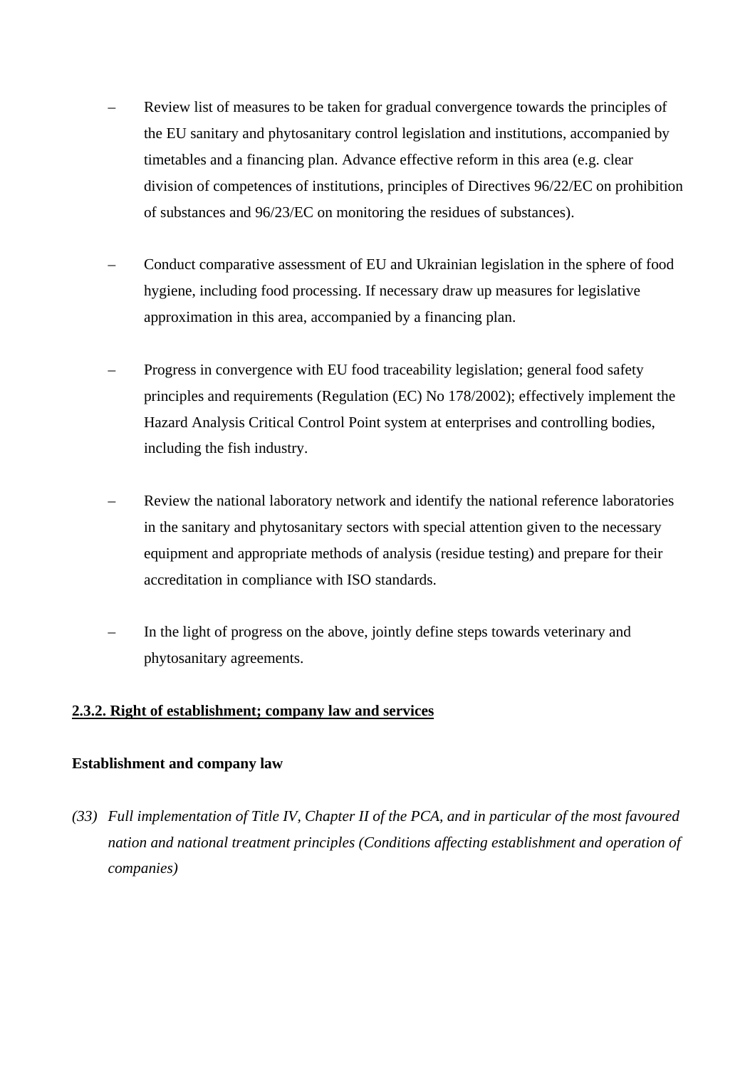– Review list of measures to be taken for gradual convergence towards the principles of the EU sanitary and phytosanitary control legislation and institutions, accompanied by timetables and a financing plan. Advance effective reform in this area (e.g. clear division of competences of institutions, principles of Directives 96/22/EC on prohibition of substances and 96/23/EC on monitoring the residues of substances).

– Conduct comparative assessment of EU and Ukrainian legislation in the sphere of food hygiene, including food processing. If necessary draw up measures for legislative approximation in this area, accompanied by a financing plan.

– Progress in convergence with EU food traceability legislation; general food safety principles and requirements (Regulation (EC) No 178/2002); effectively implement the Hazard Analysis Critical Control Point system at enterprises and controlling bodies, including the fish industry.

– Review the national laboratory network and identify the national reference laboratories in the sanitary and phytosanitary sectors with special attention given to the necessary equipment and appropriate methods of analysis (residue testing) and prepare for their accreditation in compliance with ISO standards.

– In the light of progress on the above, jointly define steps towards veterinary and phytosanitary agreements.

### 2.3.2. Right of establishment; company law and services

**Establishment and company law**

*(33) Full implementation of Title IV, Chapter II of the PCA, and in particular of the most favoured nation and national treatment principles (Conditions affecting establishment and operation of companies)*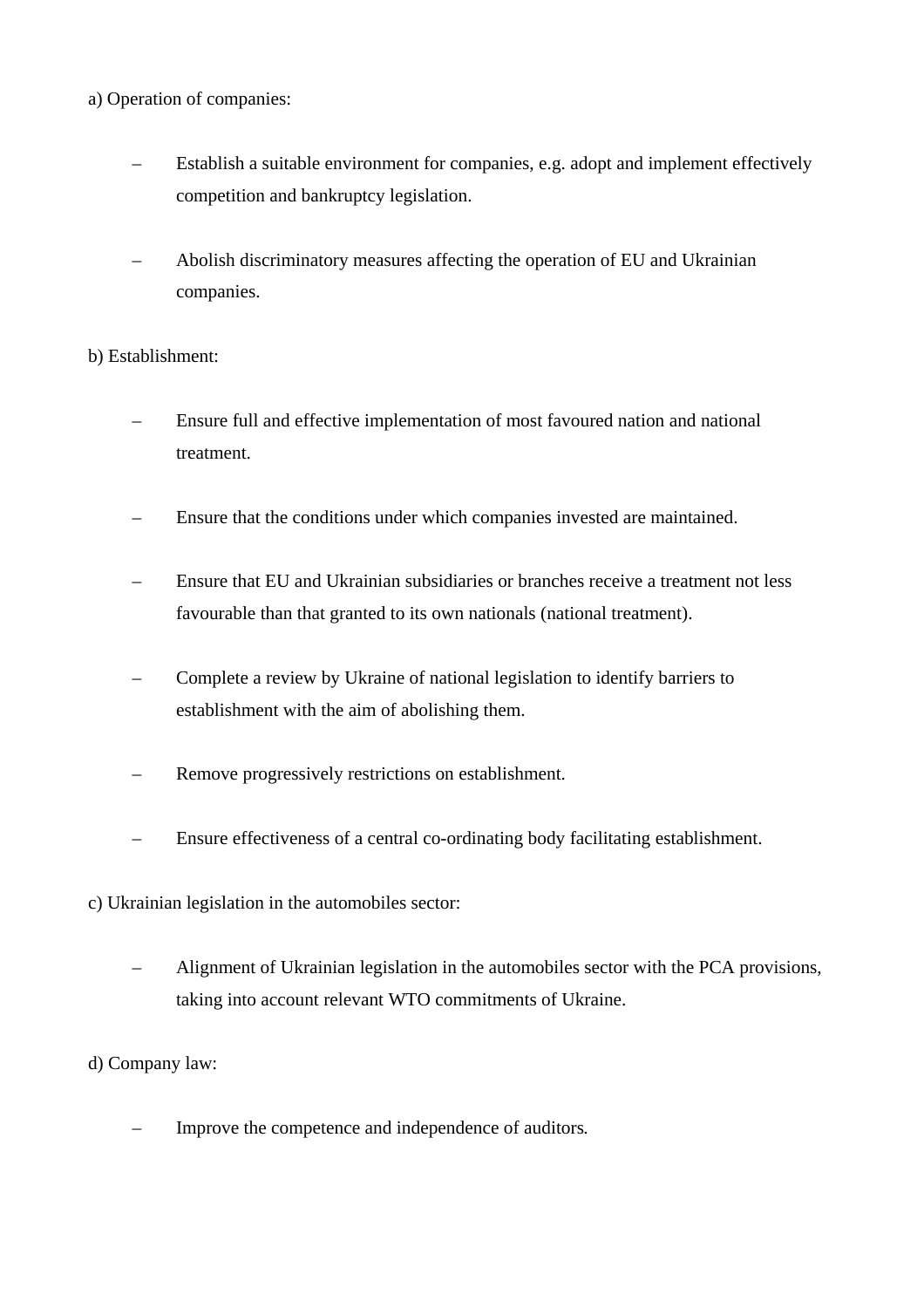a) Operation of companies:

- Establish a suitable environment for companies, e.g. adopt and implement effectively competition and bankruptcy legislation.
- Abolish discriminatory measures affecting the operation of EU and Ukrainian companies.

b) Establishment:

- Ensure full and effective implementation of most favoured nation and national treatment.
- Ensure that the conditions under which companies invested are maintained.
- Ensure that EU and Ukrainian subsidiaries or branches receive a treatment not less favourable than that granted to its own nationals (national treatment).
- Complete a review by Ukraine of national legislation to identify barriers to establishment with the aim of abolishing them.
- Remove progressively restrictions on establishment.
- Ensure effectiveness of a central co-ordinating body facilitating establishment.

c) Ukrainian legislation in the automobiles sector:

- Alignment of Ukrainian legislation in the automobiles sector with the PCA provisions, taking into account relevant WTO commitments of Ukraine.

d) Company law:

- Improve the competence and independence of auditors.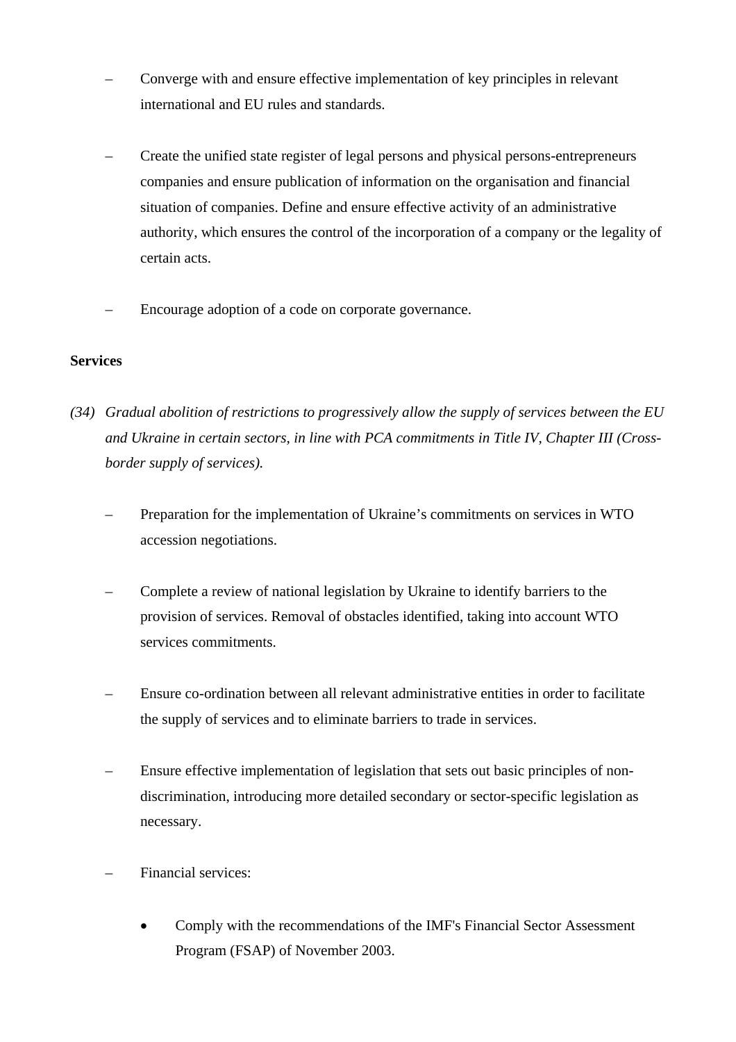- Converge with and ensure effective implementation of key principles in relevant international and EU rules and standards.

- Create the unified state register of legal persons and physical persons-entrepreneurs companies and ensure publication of information on the organisation and financial situation of companies. Define and ensure effective activity of an administrative authority, which ensures the control of the incorporation of a company or the legality of certain acts.

- Encourage adoption of a code on corporate governance.

**Services**

*(34) Gradual abolition of restrictions to progressively allow the supply of services between the EU and Ukraine in certain sectors, in line with PCA commitments in Title IV, Chapter III (Cross-border supply of services).*

- Preparation for the implementation of Ukraine's commitments on services in WTO accession negotiations.

- Complete a review of national legislation by Ukraine to identify barriers to the provision of services. Removal of obstacles identified, taking into account WTO services commitments.

- Ensure co-ordination between all relevant administrative entities in order to facilitate the supply of services and to eliminate barriers to trade in services.

- Ensure effective implementation of legislation that sets out basic principles of non-discrimination, introducing more detailed secondary or sector-specific legislation as necessary.

- Financial services:

  - Comply with the recommendations of the IMF's Financial Sector Assessment Program (FSAP) of November 2003.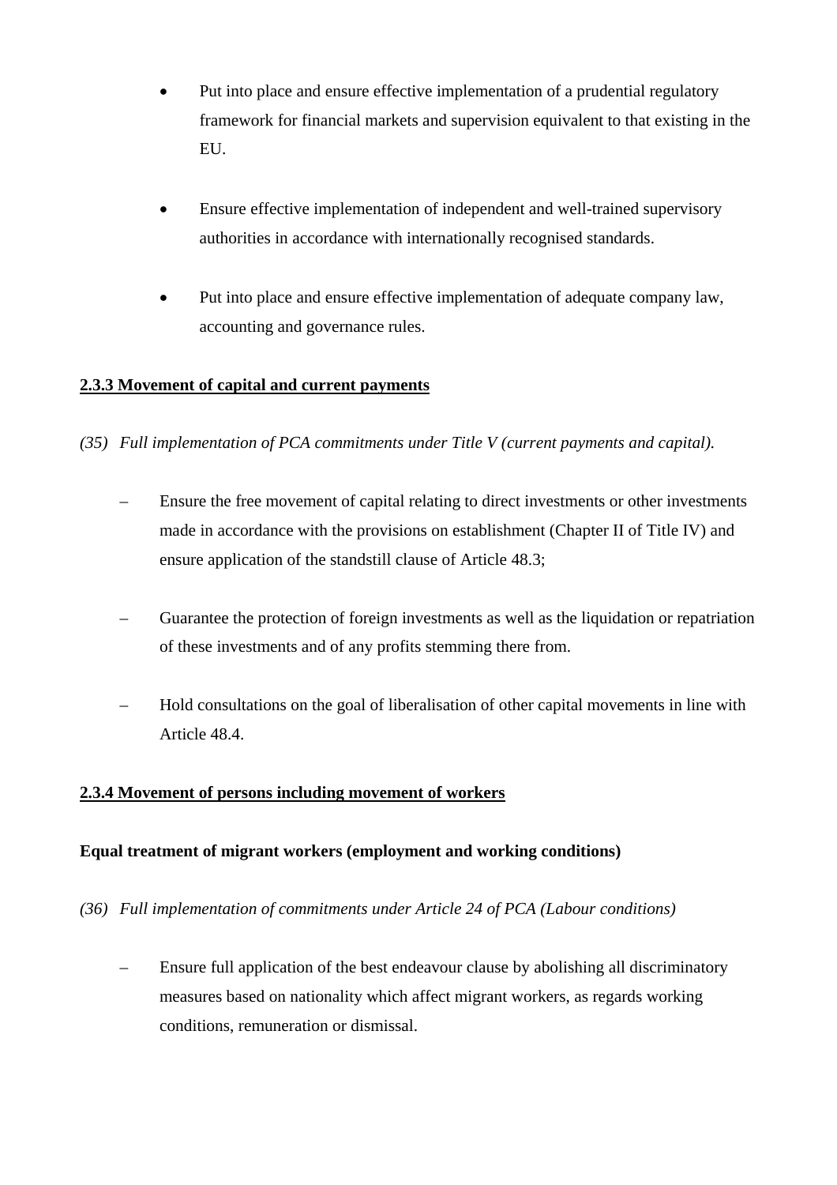- Put into place and ensure effective implementation of a prudential regulatory framework for financial markets and supervision equivalent to that existing in the EU.

- Ensure effective implementation of independent and well-trained supervisory authorities in accordance with internationally recognised standards.

- Put into place and ensure effective implementation of adequate company law, accounting and governance rules.

**<u>2.3.3 Movement of capital and current payments</u>**

*(35) Full implementation of PCA commitments under Title V (current payments and capital).*

– Ensure the free movement of capital relating to direct investments or other investments made in accordance with the provisions on establishment (Chapter II of Title IV) and ensure application of the standstill clause of Article 48.3;

– Guarantee the protection of foreign investments as well as the liquidation or repatriation of these investments and of any profits stemming there from.

– Hold consultations on the goal of liberalisation of other capital movements in line with Article 48.4.

**<u>2.3.4 Movement of persons including movement of workers</u>**

**Equal treatment of migrant workers (employment and working conditions)**

*(36) Full implementation of commitments under Article 24 of PCA (Labour conditions)*

– Ensure full application of the best endeavour clause by abolishing all discriminatory measures based on nationality which affect migrant workers, as regards working conditions, remuneration or dismissal.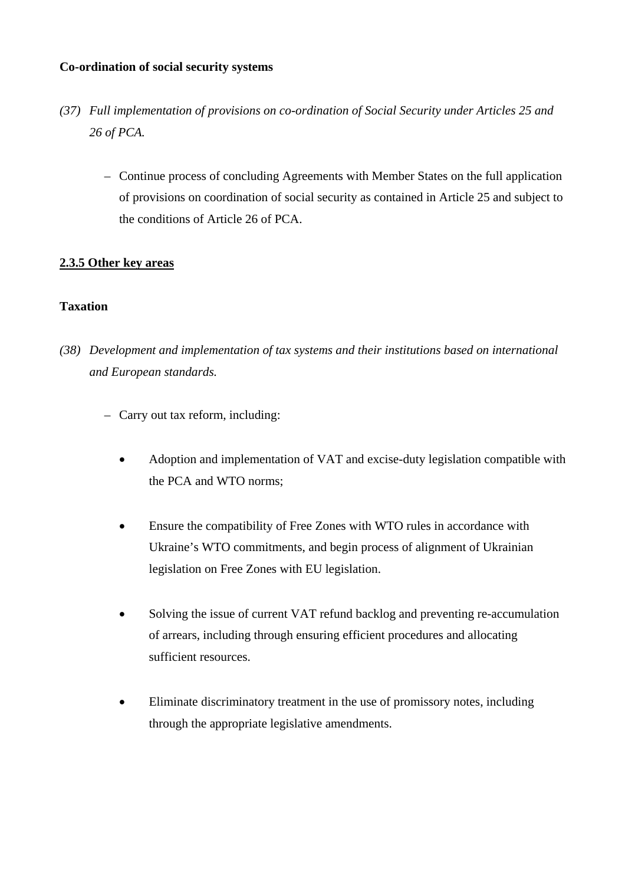**Co-ordination of social security systems**

*(37) Full implementation of provisions on co-ordination of Social Security under Articles 25 and 26 of PCA.*

- Continue process of concluding Agreements with Member States on the full application of provisions on coordination of social security as contained in Article 25 and subject to the conditions of Article 26 of PCA.

**2.3.5 Other key areas**

**Taxation**

*(38) Development and implementation of tax systems and their institutions based on international and European standards.*

- Carry out tax reform, including:
    - Adoption and implementation of VAT and excise-duty legislation compatible with the PCA and WTO norms;
    - Ensure the compatibility of Free Zones with WTO rules in accordance with Ukraine's WTO commitments, and begin process of alignment of Ukrainian legislation on Free Zones with EU legislation.
    - Solving the issue of current VAT refund backlog and preventing re-accumulation of arrears, including through ensuring efficient procedures and allocating sufficient resources.
    - Eliminate discriminatory treatment in the use of promissory notes, including through the appropriate legislative amendments.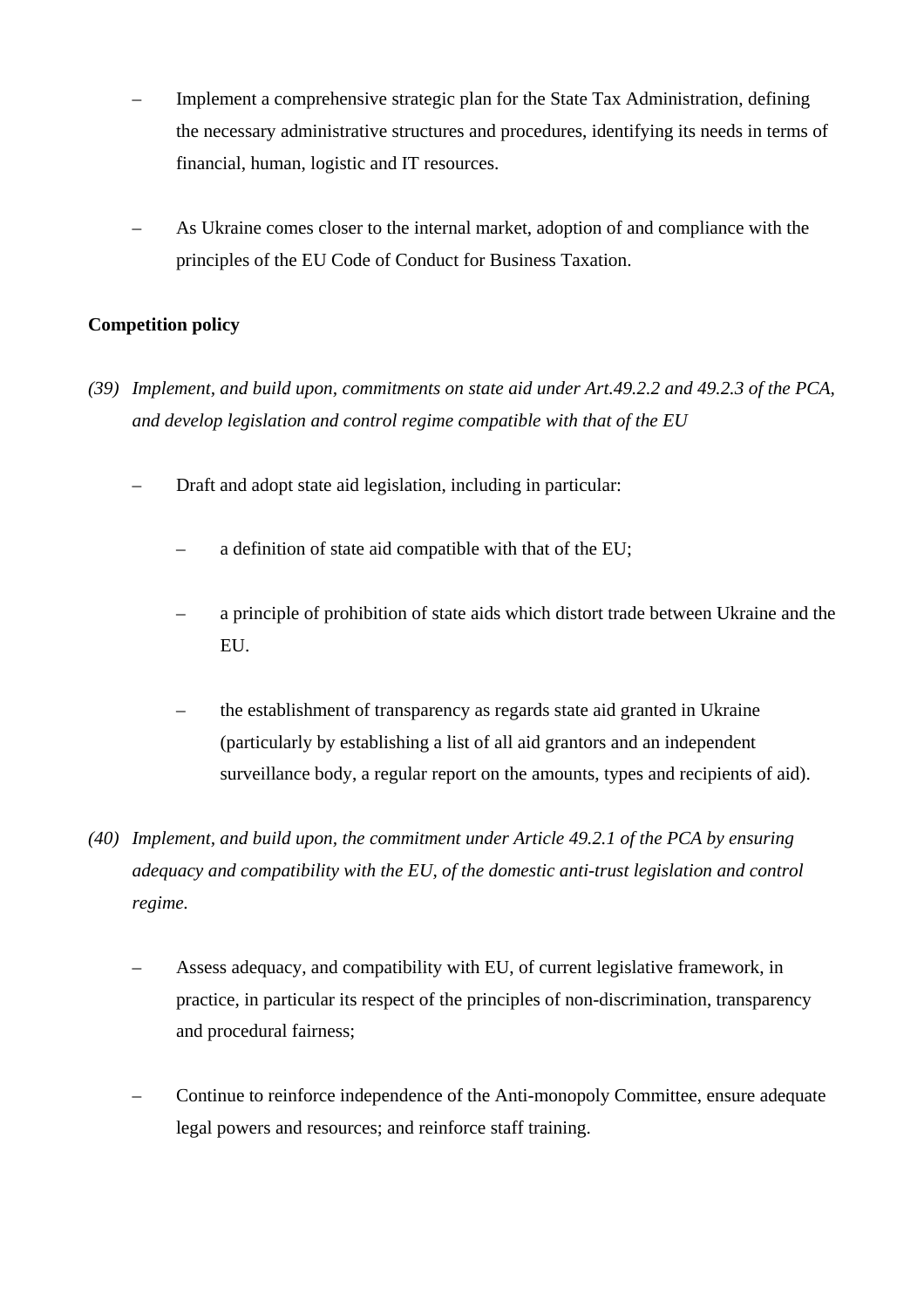- Implement a comprehensive strategic plan for the State Tax Administration, defining the necessary administrative structures and procedures, identifying its needs in terms of financial, human, logistic and IT resources.

- As Ukraine comes closer to the internal market, adoption of and compliance with the principles of the EU Code of Conduct for Business Taxation.

**Competition policy**

*(39) Implement, and build upon, commitments on state aid under Art.49.2.2 and 49.2.3 of the PCA, and develop legislation and control regime compatible with that of the EU*

- Draft and adopt state aid legislation, including in particular:

  - a definition of state aid compatible with that of the EU;

  - a principle of prohibition of state aids which distort trade between Ukraine and the EU.

  - the establishment of transparency as regards state aid granted in Ukraine (particularly by establishing a list of all aid grantors and an independent surveillance body, a regular report on the amounts, types and recipients of aid).

*(40) Implement, and build upon, the commitment under Article 49.2.1 of the PCA by ensuring adequacy and compatibility with the EU, of the domestic anti-trust legislation and control regime.*

- Assess adequacy, and compatibility with EU, of current legislative framework, in practice, in particular its respect of the principles of non-discrimination, transparency and procedural fairness;

- Continue to reinforce independence of the Anti-monopoly Committee, ensure adequate legal powers and resources; and reinforce staff training.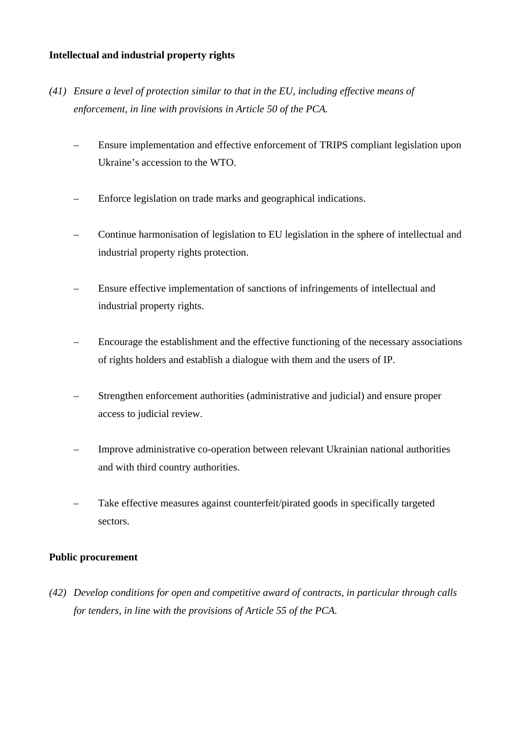**Intellectual and industrial property rights**

*(41) Ensure a level of protection similar to that in the EU, including effective means of enforcement, in line with provisions in Article 50 of the PCA.*

- Ensure implementation and effective enforcement of TRIPS compliant legislation upon Ukraine's accession to the WTO.
- Enforce legislation on trade marks and geographical indications.
- Continue harmonisation of legislation to EU legislation in the sphere of intellectual and industrial property rights protection.
- Ensure effective implementation of sanctions of infringements of intellectual and industrial property rights.
- Encourage the establishment and the effective functioning of the necessary associations of rights holders and establish a dialogue with them and the users of IP.
- Strengthen enforcement authorities (administrative and judicial) and ensure proper access to judicial review.
- Improve administrative co-operation between relevant Ukrainian national authorities and with third country authorities.
- Take effective measures against counterfeit/pirated goods in specifically targeted sectors.

**Public procurement**

*(42) Develop conditions for open and competitive award of contracts, in particular through calls for tenders, in line with the provisions of Article 55 of the PCA.*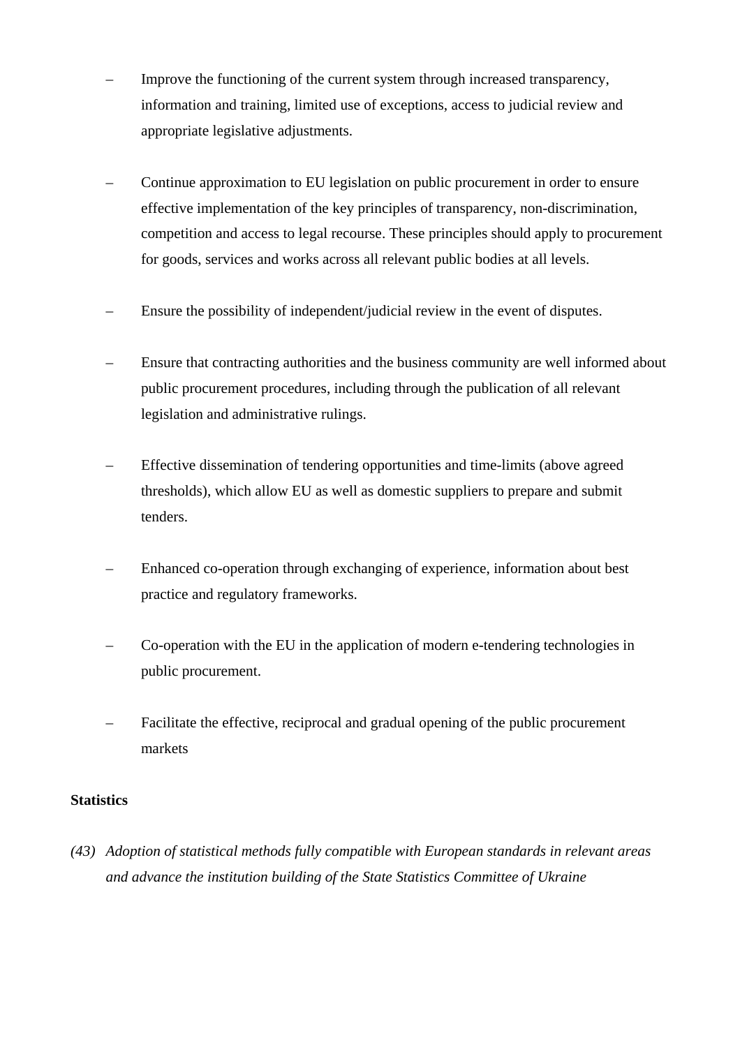- Improve the functioning of the current system through increased transparency, information and training, limited use of exceptions, access to judicial review and appropriate legislative adjustments.

- Continue approximation to EU legislation on public procurement in order to ensure effective implementation of the key principles of transparency, non-discrimination, competition and access to legal recourse. These principles should apply to procurement for goods, services and works across all relevant public bodies at all levels.

- Ensure the possibility of independent/judicial review in the event of disputes.

- Ensure that contracting authorities and the business community are well informed about public procurement procedures, including through the publication of all relevant legislation and administrative rulings.

- Effective dissemination of tendering opportunities and time-limits (above agreed thresholds), which allow EU as well as domestic suppliers to prepare and submit tenders.

- Enhanced co-operation through exchanging of experience, information about best practice and regulatory frameworks.

- Co-operation with the EU in the application of modern e-tendering technologies in public procurement.

- Facilitate the effective, reciprocal and gradual opening of the public procurement markets

**Statistics**

*(43) Adoption of statistical methods fully compatible with European standards in relevant areas and advance the institution building of the State Statistics Committee of Ukraine*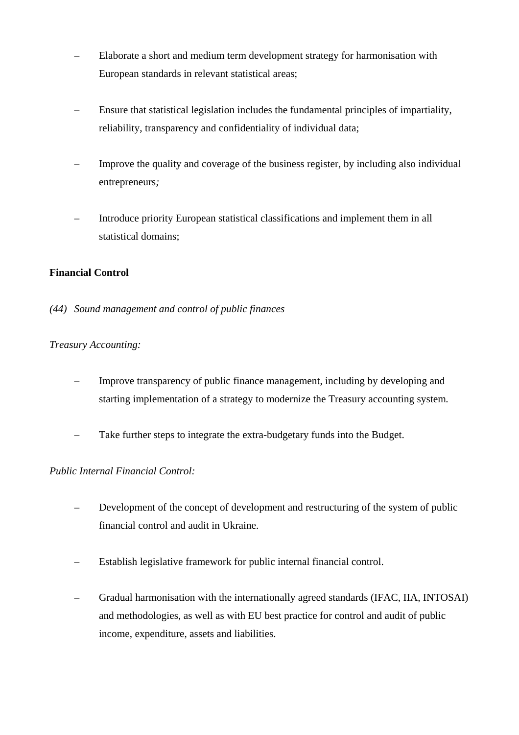- Elaborate a short and medium term development strategy for harmonisation with European standards in relevant statistical areas;

- Ensure that statistical legislation includes the fundamental principles of impartiality, reliability, transparency and confidentiality of individual data;

- Improve the quality and coverage of the business register, by including also individual entrepreneurs;

- Introduce priority European statistical classifications and implement them in all statistical domains;

**Financial Control**

*(44) Sound management and control of public finances*

*Treasury Accounting:*

- Improve transparency of public finance management, including by developing and starting implementation of a strategy to modernize the Treasury accounting system.

- Take further steps to integrate the extra-budgetary funds into the Budget.

*Public Internal Financial Control:*

- Development of the concept of development and restructuring of the system of public financial control and audit in Ukraine.

- Establish legislative framework for public internal financial control.

- Gradual harmonisation with the internationally agreed standards (IFAC, IIA, INTOSAI) and methodologies, as well as with EU best practice for control and audit of public income, expenditure, assets and liabilities.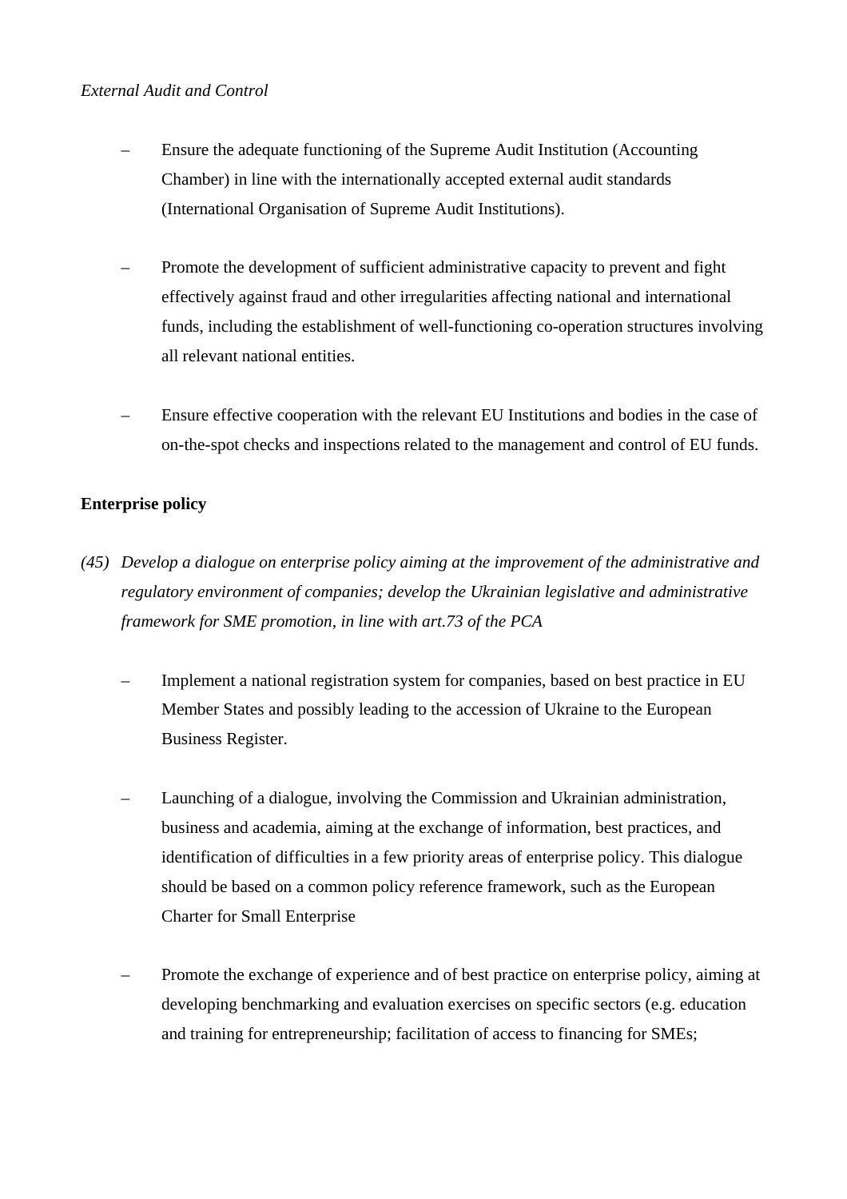*External Audit and Control*

- Ensure the adequate functioning of the Supreme Audit Institution (Accounting Chamber) in line with the internationally accepted external audit standards (International Organisation of Supreme Audit Institutions).

- Promote the development of sufficient administrative capacity to prevent and fight effectively against fraud and other irregularities affecting national and international funds, including the establishment of well-functioning co-operation structures involving all relevant national entities.

- Ensure effective cooperation with the relevant EU Institutions and bodies in the case of on-the-spot checks and inspections related to the management and control of EU funds.

**Enterprise policy**

*(45) Develop a dialogue on enterprise policy aiming at the improvement of the administrative and regulatory environment of companies; develop the Ukrainian legislative and administrative framework for SME promotion, in line with art.73 of the PCA*

- Implement a national registration system for companies, based on best practice in EU Member States and possibly leading to the accession of Ukraine to the European Business Register.

- Launching of a dialogue, involving the Commission and Ukrainian administration, business and academia, aiming at the exchange of information, best practices, and identification of difficulties in a few priority areas of enterprise policy. This dialogue should be based on a common policy reference framework, such as the European Charter for Small Enterprise

- Promote the exchange of experience and of best practice on enterprise policy, aiming at developing benchmarking and evaluation exercises on specific sectors (e.g. education and training for entrepreneurship; facilitation of access to financing for SMEs;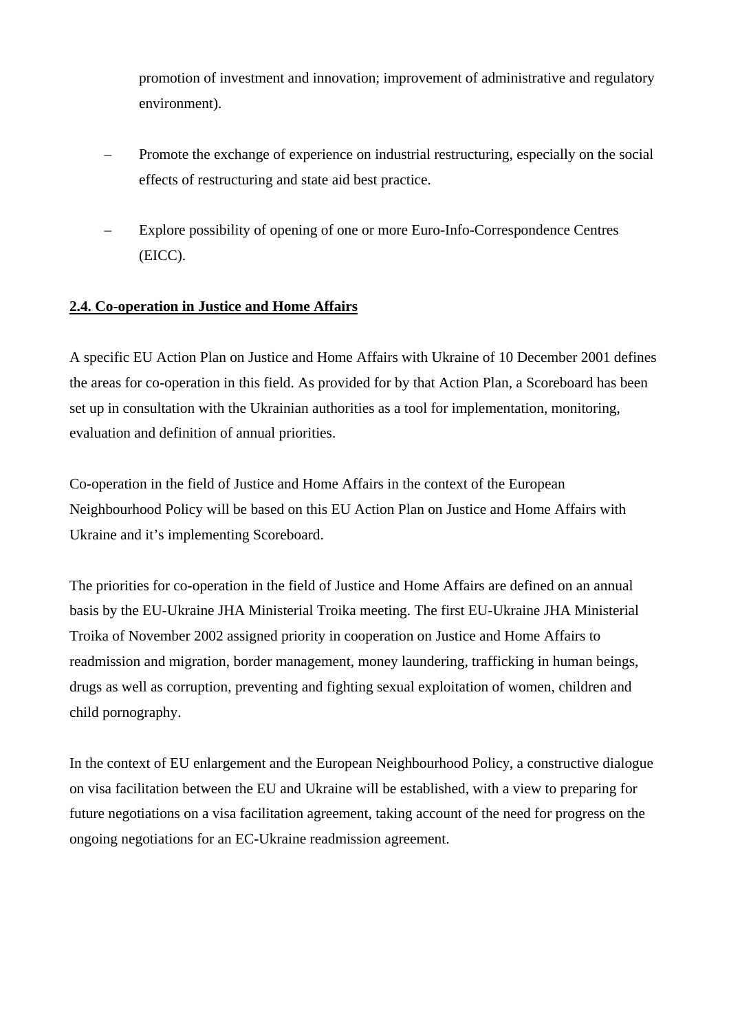promotion of investment and innovation; improvement of administrative and regulatory environment).

- Promote the exchange of experience on industrial restructuring, especially on the social effects of restructuring and state aid best practice.

- Explore possibility of opening of one or more Euro-Info-Correspondence Centres (EICC).

**2.4. Co-operation in Justice and Home Affairs**

A specific EU Action Plan on Justice and Home Affairs with Ukraine of 10 December 2001 defines the areas for co-operation in this field. As provided for by that Action Plan, a Scoreboard has been set up in consultation with the Ukrainian authorities as a tool for implementation, monitoring, evaluation and definition of annual priorities.

Co-operation in the field of Justice and Home Affairs in the context of the European Neighbourhood Policy will be based on this EU Action Plan on Justice and Home Affairs with Ukraine and it's implementing Scoreboard.

The priorities for co-operation in the field of Justice and Home Affairs are defined on an annual basis by the EU-Ukraine JHA Ministerial Troika meeting. The first EU-Ukraine JHA Ministerial Troika of November 2002 assigned priority in cooperation on Justice and Home Affairs to readmission and migration, border management, money laundering, trafficking in human beings, drugs as well as corruption, preventing and fighting sexual exploitation of women, children and child pornography.

In the context of EU enlargement and the European Neighbourhood Policy, a constructive dialogue on visa facilitation between the EU and Ukraine will be established, with a view to preparing for future negotiations on a visa facilitation agreement, taking account of the need for progress on the ongoing negotiations for an EC-Ukraine readmission agreement.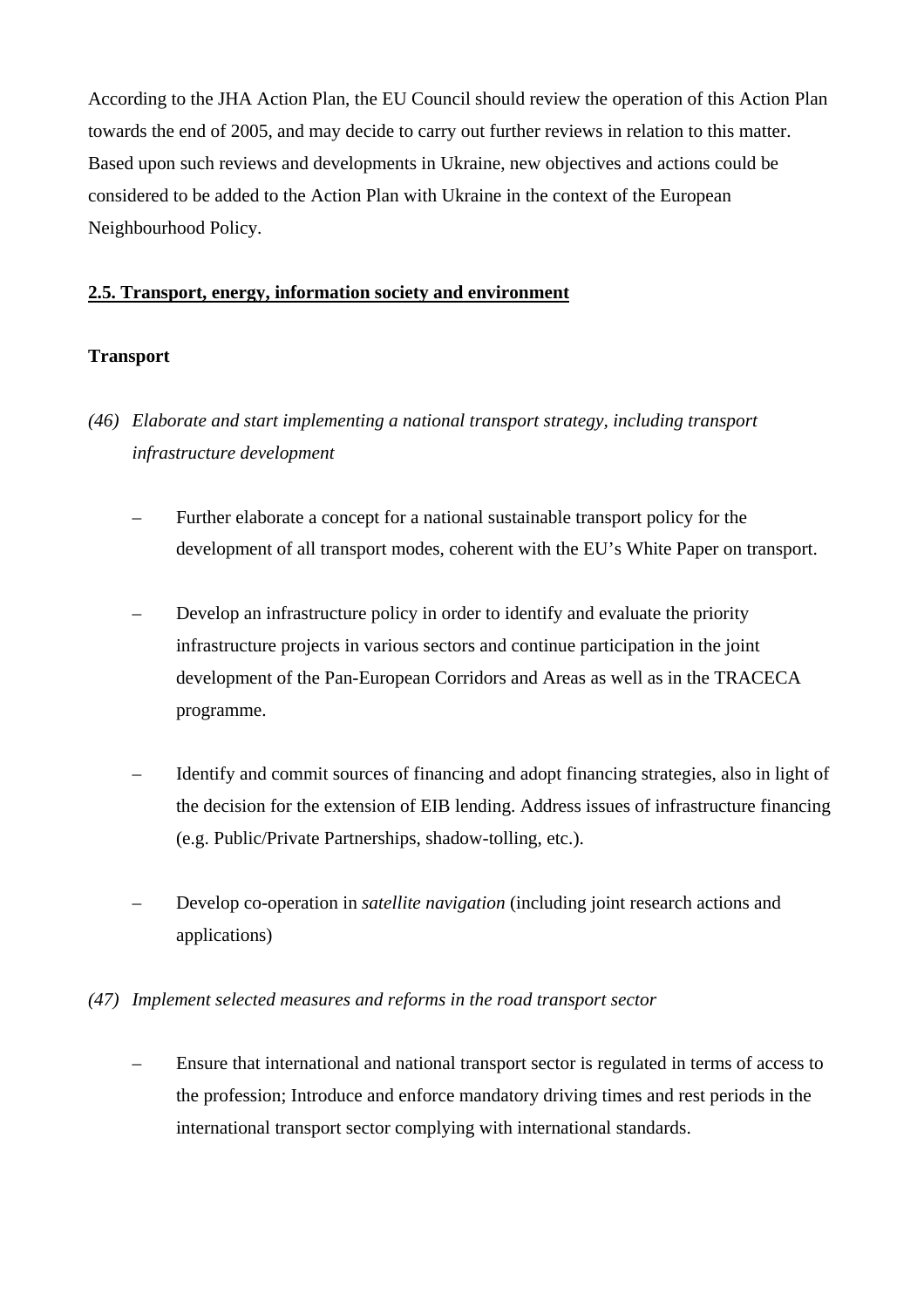According to the JHA Action Plan, the EU Council should review the operation of this Action Plan towards the end of 2005, and may decide to carry out further reviews in relation to this matter. Based upon such reviews and developments in Ukraine, new objectives and actions could be considered to be added to the Action Plan with Ukraine in the context of the European Neighbourhood Policy.

## 2.5. Transport, energy, information society and environment

**Transport**

*(46) Elaborate and start implementing a national transport strategy, including transport infrastructure development*

- Further elaborate a concept for a national sustainable transport policy for the development of all transport modes, coherent with the EU's White Paper on transport.

- Develop an infrastructure policy in order to identify and evaluate the priority infrastructure projects in various sectors and continue participation in the joint development of the Pan-European Corridors and Areas as well as in the TRACECA programme.

- Identify and commit sources of financing and adopt financing strategies, also in light of the decision for the extension of EIB lending. Address issues of infrastructure financing (e.g. Public/Private Partnerships, shadow-tolling, etc.).

- Develop co-operation in *satellite navigation* (including joint research actions and applications)

*(47) Implement selected measures and reforms in the road transport sector*

- Ensure that international and national transport sector is regulated in terms of access to the profession; Introduce and enforce mandatory driving times and rest periods in the international transport sector complying with international standards.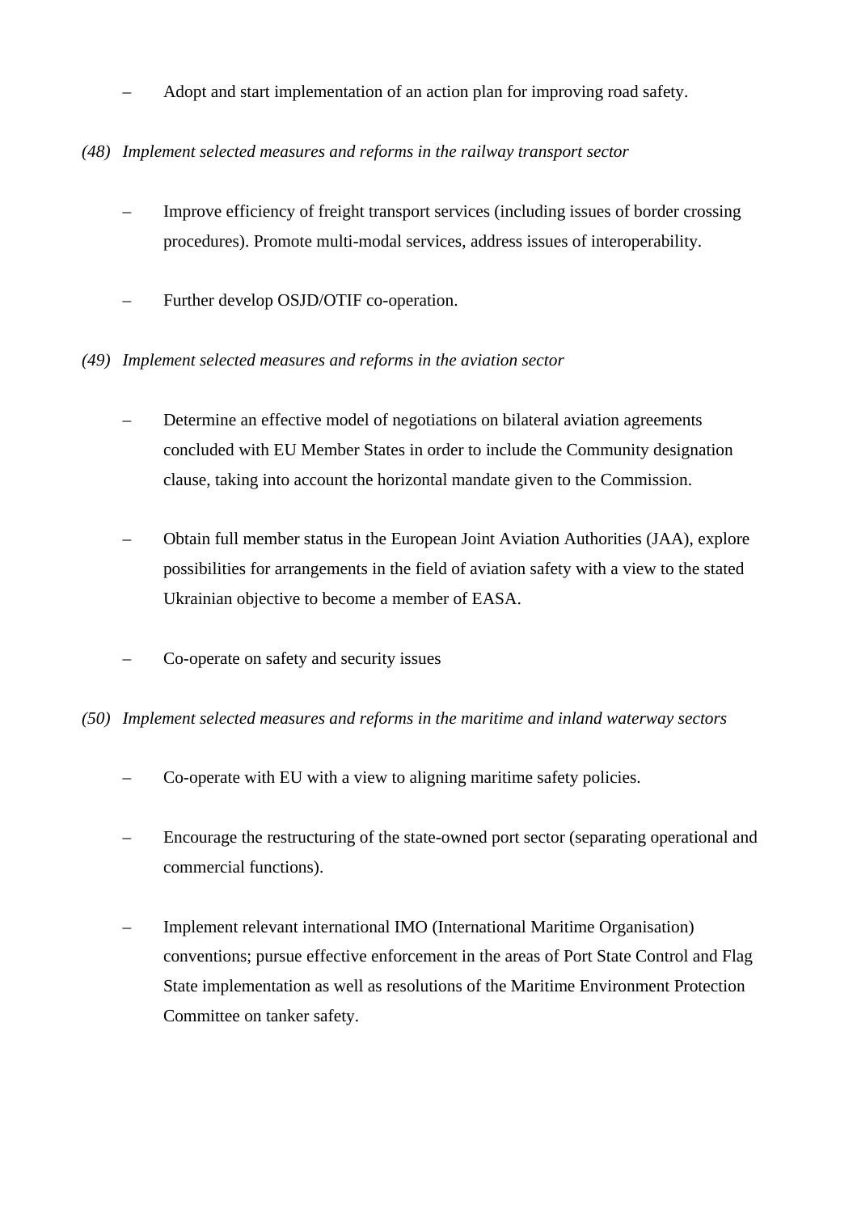- Adopt and start implementation of an action plan for improving road safety.

*(48) Implement selected measures and reforms in the railway transport sector*

- Improve efficiency of freight transport services (including issues of border crossing procedures). Promote multi-modal services, address issues of interoperability.
- Further develop OSJD/OTIF co-operation.

*(49) Implement selected measures and reforms in the aviation sector*

- Determine an effective model of negotiations on bilateral aviation agreements concluded with EU Member States in order to include the Community designation clause, taking into account the horizontal mandate given to the Commission.
- Obtain full member status in the European Joint Aviation Authorities (JAA), explore possibilities for arrangements in the field of aviation safety with a view to the stated Ukrainian objective to become a member of EASA.
- Co-operate on safety and security issues

*(50) Implement selected measures and reforms in the maritime and inland waterway sectors*

- Co-operate with EU with a view to aligning maritime safety policies.
- Encourage the restructuring of the state-owned port sector (separating operational and commercial functions).
- Implement relevant international IMO (International Maritime Organisation) conventions; pursue effective enforcement in the areas of Port State Control and Flag State implementation as well as resolutions of the Maritime Environment Protection Committee on tanker safety.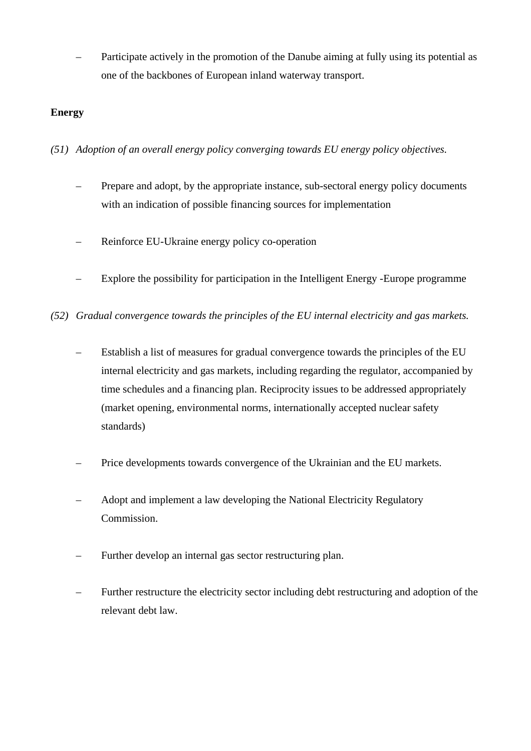- Participate actively in the promotion of the Danube aiming at fully using its potential as one of the backbones of European inland waterway transport.

**Energy**

*(51) Adoption of an overall energy policy converging towards EU energy policy objectives.*

- Prepare and adopt, by the appropriate instance, sub-sectoral energy policy documents with an indication of possible financing sources for implementation

- Reinforce EU-Ukraine energy policy co-operation

- Explore the possibility for participation in the Intelligent Energy -Europe programme

*(52) Gradual convergence towards the principles of the EU internal electricity and gas markets.*

- Establish a list of measures for gradual convergence towards the principles of the EU internal electricity and gas markets, including regarding the regulator, accompanied by time schedules and a financing plan. Reciprocity issues to be addressed appropriately (market opening, environmental norms, internationally accepted nuclear safety standards)

- Price developments towards convergence of the Ukrainian and the EU markets.

- Adopt and implement a law developing the National Electricity Regulatory Commission.

- Further develop an internal gas sector restructuring plan.

- Further restructure the electricity sector including debt restructuring and adoption of the relevant debt law.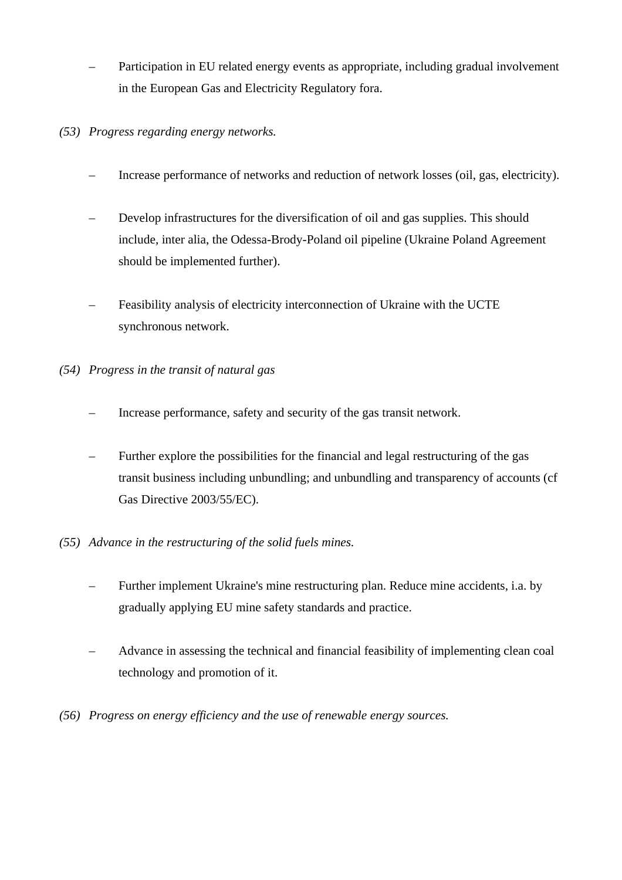– Participation in EU related energy events as appropriate, including gradual involvement in the European Gas and Electricity Regulatory fora.

*(53) Progress regarding energy networks.*

– Increase performance of networks and reduction of network losses (oil, gas, electricity).

– Develop infrastructures for the diversification of oil and gas supplies. This should include, inter alia, the Odessa-Brody-Poland oil pipeline (Ukraine Poland Agreement should be implemented further).

– Feasibility analysis of electricity interconnection of Ukraine with the UCTE synchronous network.

*(54) Progress in the transit of natural gas*

– Increase performance, safety and security of the gas transit network.

– Further explore the possibilities for the financial and legal restructuring of the gas transit business including unbundling; and unbundling and transparency of accounts (cf Gas Directive 2003/55/EC).

*(55) Advance in the restructuring of the solid fuels mines.*

– Further implement Ukraine's mine restructuring plan. Reduce mine accidents, i.a. by gradually applying EU mine safety standards and practice.

– Advance in assessing the technical and financial feasibility of implementing clean coal technology and promotion of it.

*(56) Progress on energy efficiency and the use of renewable energy sources.*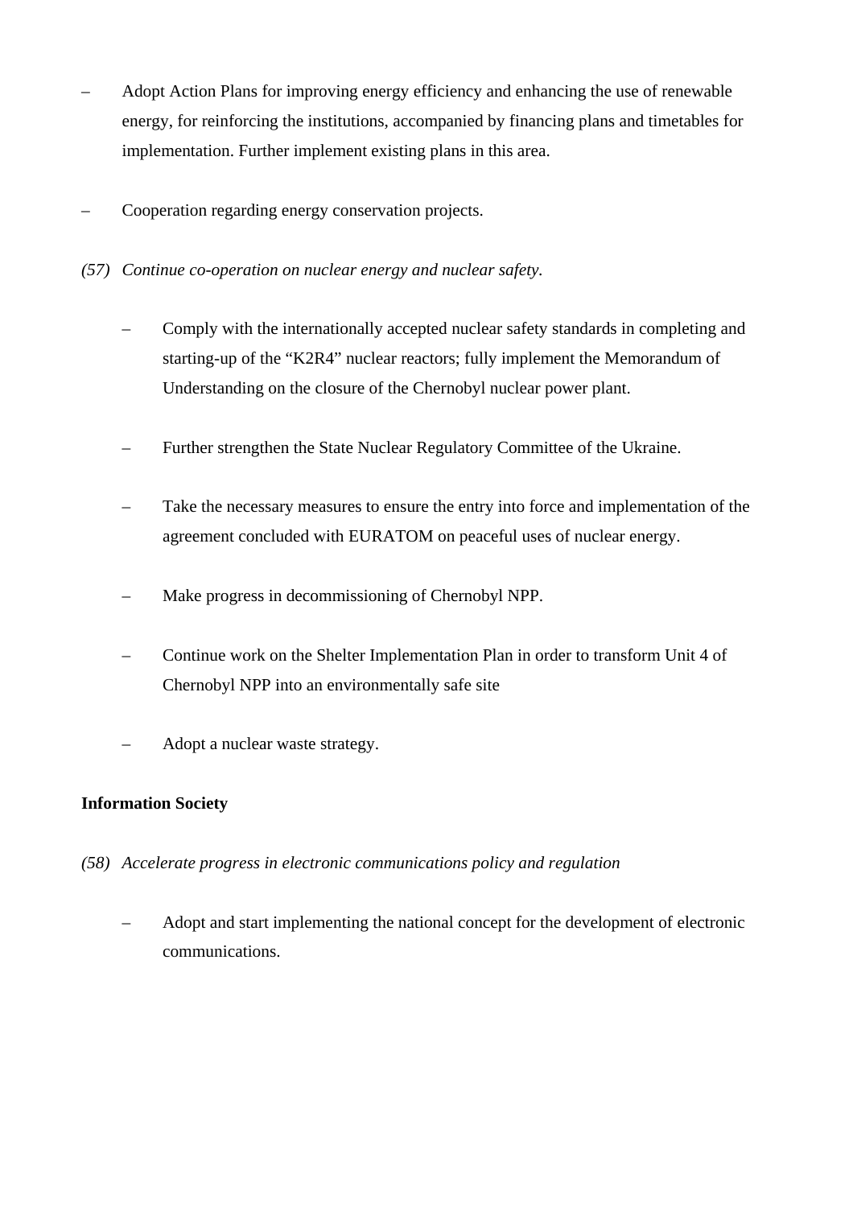- Adopt Action Plans for improving energy efficiency and enhancing the use of renewable energy, for reinforcing the institutions, accompanied by financing plans and timetables for implementation. Further implement existing plans in this area.

- Cooperation regarding energy conservation projects.

*(57) Continue co-operation on nuclear energy and nuclear safety.*

  - Comply with the internationally accepted nuclear safety standards in completing and starting-up of the "K2R4" nuclear reactors; fully implement the Memorandum of Understanding on the closure of the Chernobyl nuclear power plant.

  - Further strengthen the State Nuclear Regulatory Committee of the Ukraine.

  - Take the necessary measures to ensure the entry into force and implementation of the agreement concluded with EURATOM on peaceful uses of nuclear energy.

  - Make progress in decommissioning of Chernobyl NPP.

  - Continue work on the Shelter Implementation Plan in order to transform Unit 4 of Chernobyl NPP into an environmentally safe site

  - Adopt a nuclear waste strategy.

**Information Society**

*(58) Accelerate progress in electronic communications policy and regulation*

  - Adopt and start implementing the national concept for the development of electronic communications.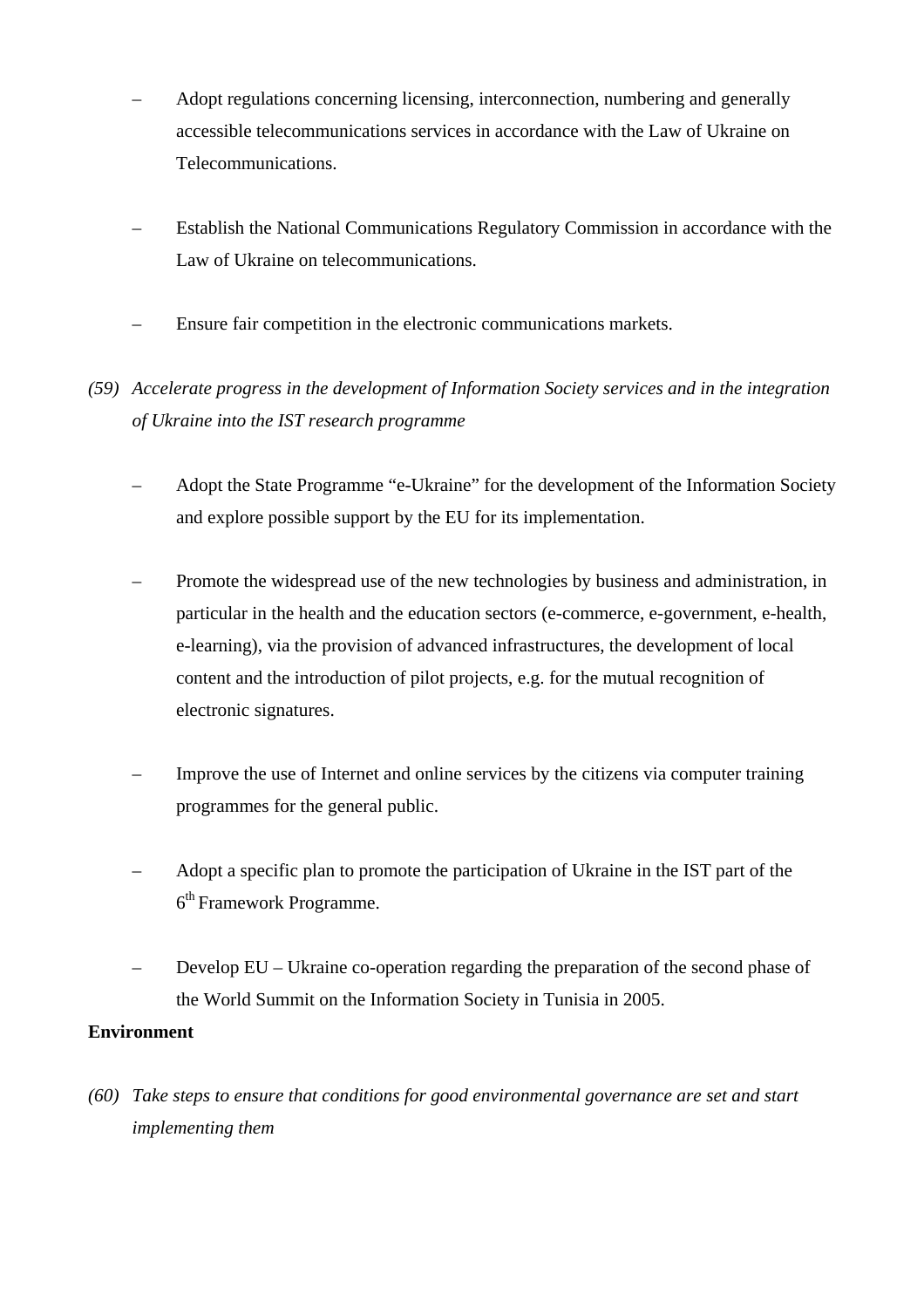- Adopt regulations concerning licensing, interconnection, numbering and generally accessible telecommunications services in accordance with the Law of Ukraine on Telecommunications.

- Establish the National Communications Regulatory Commission in accordance with the Law of Ukraine on telecommunications.

- Ensure fair competition in the electronic communications markets.

*(59) Accelerate progress in the development of Information Society services and in the integration of Ukraine into the IST research programme*

- Adopt the State Programme "e-Ukraine" for the development of the Information Society and explore possible support by the EU for its implementation.

- Promote the widespread use of the new technologies by business and administration, in particular in the health and the education sectors (e-commerce, e-government, e-health, e-learning), via the provision of advanced infrastructures, the development of local content and the introduction of pilot projects, e.g. for the mutual recognition of electronic signatures.

- Improve the use of Internet and online services by the citizens via computer training programmes for the general public.

- Adopt a specific plan to promote the participation of Ukraine in the IST part of the 6th Framework Programme.

- Develop EU – Ukraine co-operation regarding the preparation of the second phase of the World Summit on the Information Society in Tunisia in 2005.

**Environment**

*(60) Take steps to ensure that conditions for good environmental governance are set and start implementing them*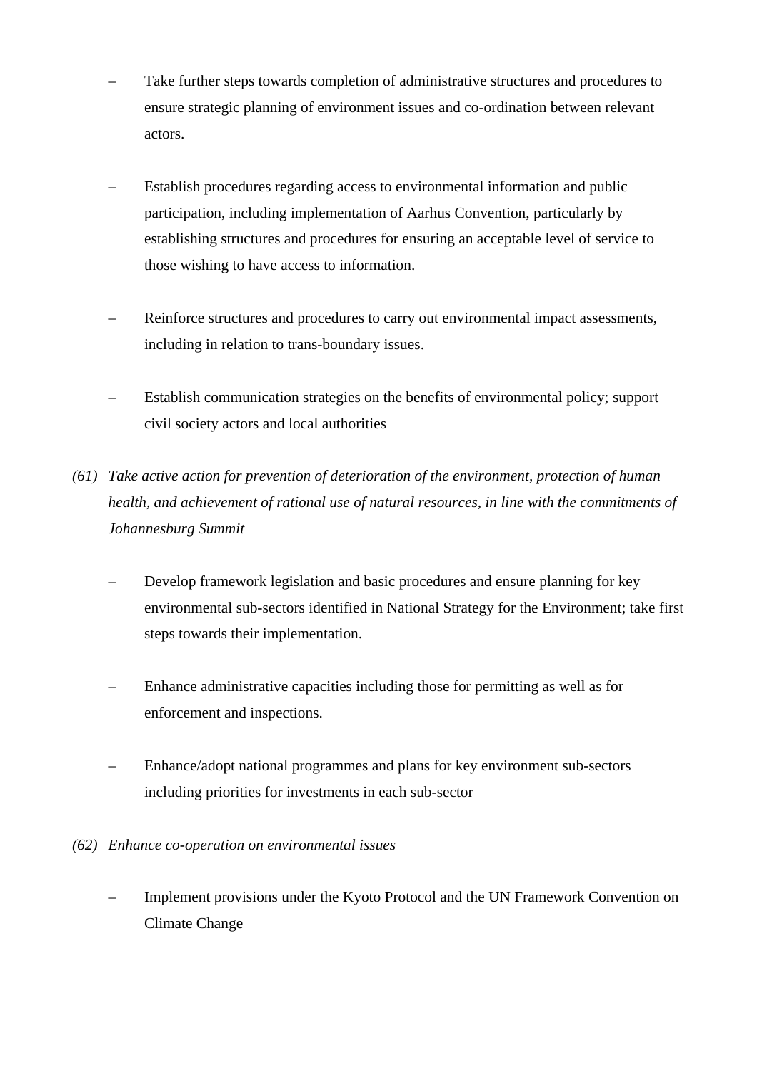– Take further steps towards completion of administrative structures and procedures to ensure strategic planning of environment issues and co-ordination between relevant actors.

– Establish procedures regarding access to environmental information and public participation, including implementation of Aarhus Convention, particularly by establishing structures and procedures for ensuring an acceptable level of service to those wishing to have access to information.

– Reinforce structures and procedures to carry out environmental impact assessments, including in relation to trans-boundary issues.

– Establish communication strategies on the benefits of environmental policy; support civil society actors and local authorities

*(61) Take active action for prevention of deterioration of the environment, protection of human health, and achievement of rational use of natural resources, in line with the commitments of Johannesburg Summit*

– Develop framework legislation and basic procedures and ensure planning for key environmental sub-sectors identified in National Strategy for the Environment; take first steps towards their implementation.

– Enhance administrative capacities including those for permitting as well as for enforcement and inspections.

– Enhance/adopt national programmes and plans for key environment sub-sectors including priorities for investments in each sub-sector

*(62) Enhance co-operation on environmental issues*

– Implement provisions under the Kyoto Protocol and the UN Framework Convention on Climate Change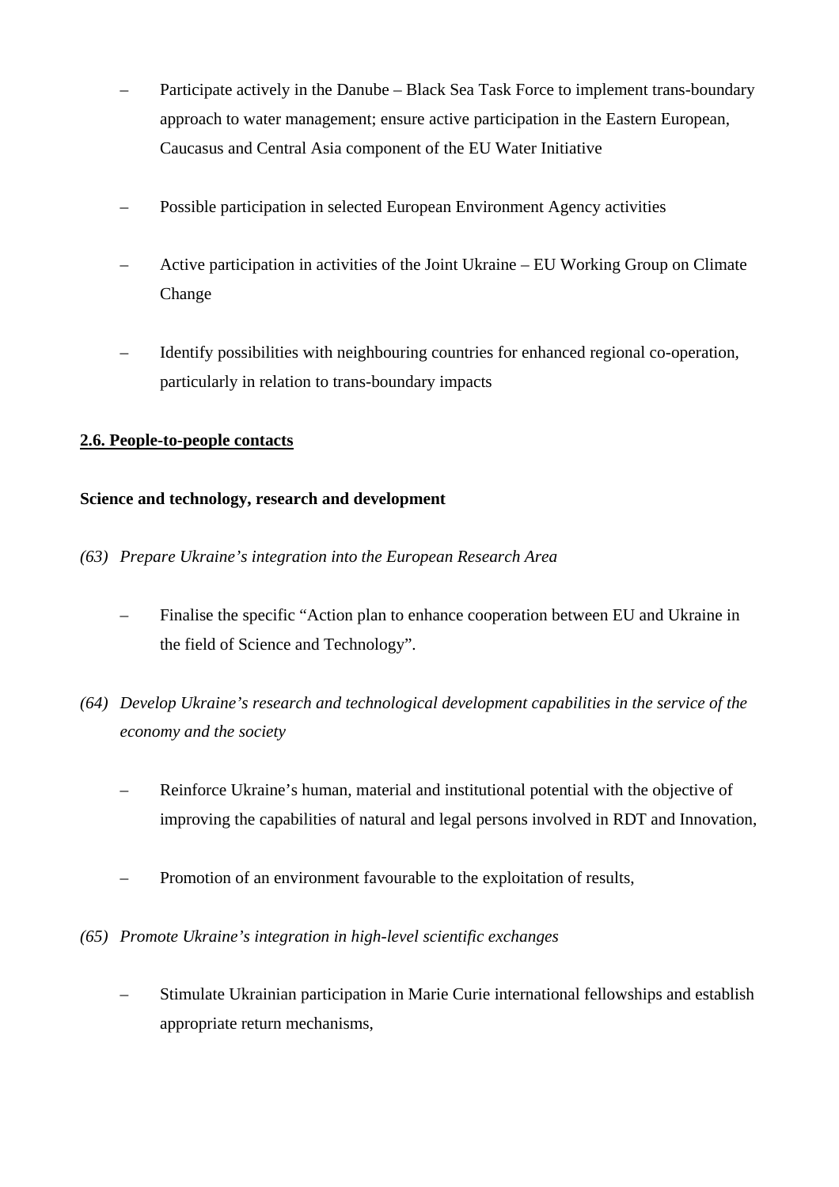- Participate actively in the Danube – Black Sea Task Force to implement trans-boundary approach to water management; ensure active participation in the Eastern European, Caucasus and Central Asia component of the EU Water Initiative
- Possible participation in selected European Environment Agency activities
- Active participation in activities of the Joint Ukraine – EU Working Group on Climate Change
- Identify possibilities with neighbouring countries for enhanced regional co-operation, particularly in relation to trans-boundary impacts

## 2.6. People-to-people contacts

**Science and technology, research and development**

*(63) Prepare Ukraine's integration into the European Research Area*

- Finalise the specific "Action plan to enhance cooperation between EU and Ukraine in the field of Science and Technology".

*(64) Develop Ukraine's research and technological development capabilities in the service of the economy and the society*

- Reinforce Ukraine's human, material and institutional potential with the objective of improving the capabilities of natural and legal persons involved in RDT and Innovation,
- Promotion of an environment favourable to the exploitation of results,

*(65) Promote Ukraine's integration in high-level scientific exchanges*

- Stimulate Ukrainian participation in Marie Curie international fellowships and establish appropriate return mechanisms,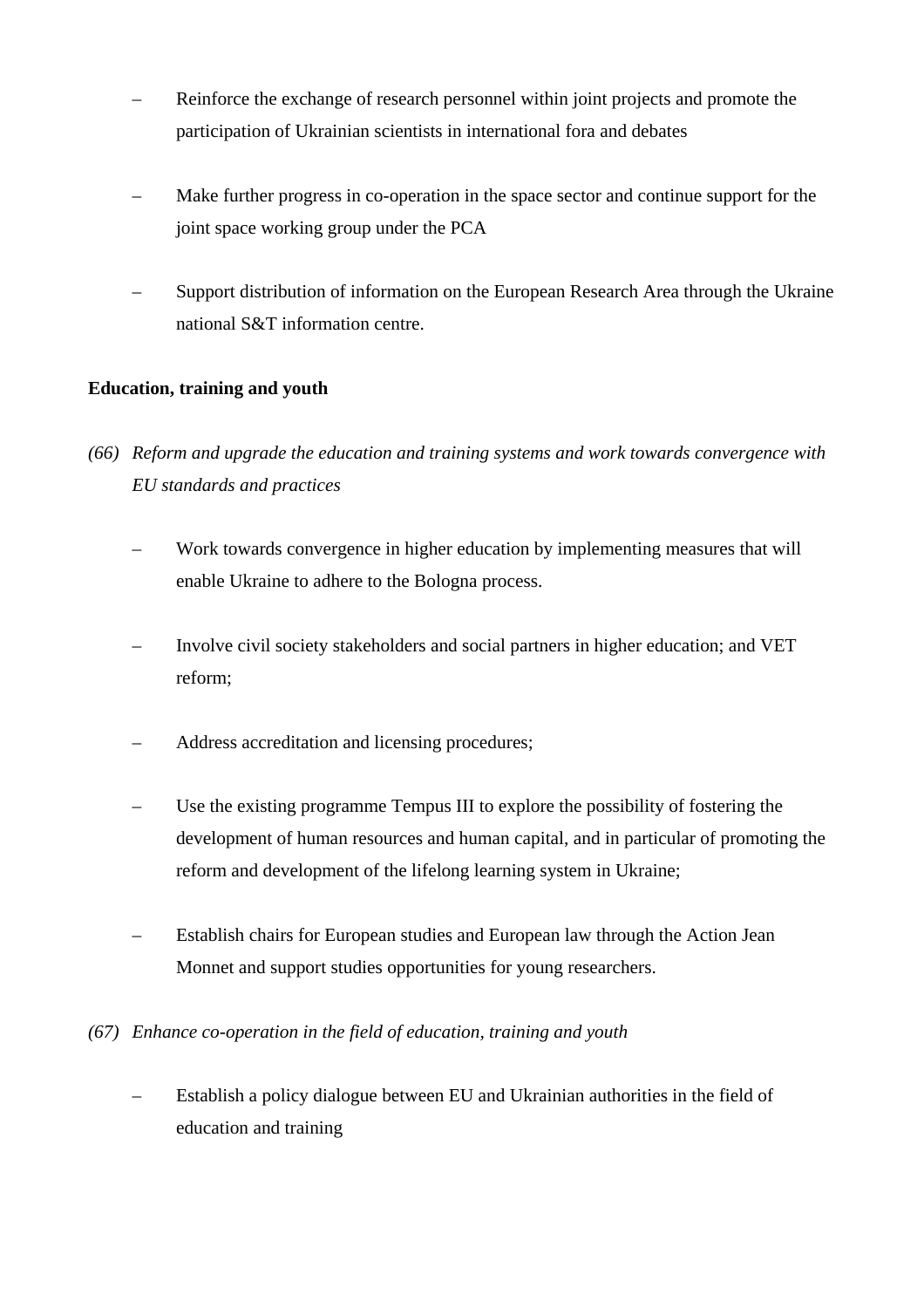– Reinforce the exchange of research personnel within joint projects and promote the participation of Ukrainian scientists in international fora and debates

– Make further progress in co-operation in the space sector and continue support for the joint space working group under the PCA

– Support distribution of information on the European Research Area through the Ukraine national S&T information centre.

**Education, training and youth**

*(66) Reform and upgrade the education and training systems and work towards convergence with EU standards and practices*

– Work towards convergence in higher education by implementing measures that will enable Ukraine to adhere to the Bologna process.

– Involve civil society stakeholders and social partners in higher education; and VET reform;

– Address accreditation and licensing procedures;

– Use the existing programme Tempus III to explore the possibility of fostering the development of human resources and human capital, and in particular of promoting the reform and development of the lifelong learning system in Ukraine;

– Establish chairs for European studies and European law through the Action Jean Monnet and support studies opportunities for young researchers.

*(67) Enhance co-operation in the field of education, training and youth*

– Establish a policy dialogue between EU and Ukrainian authorities in the field of education and training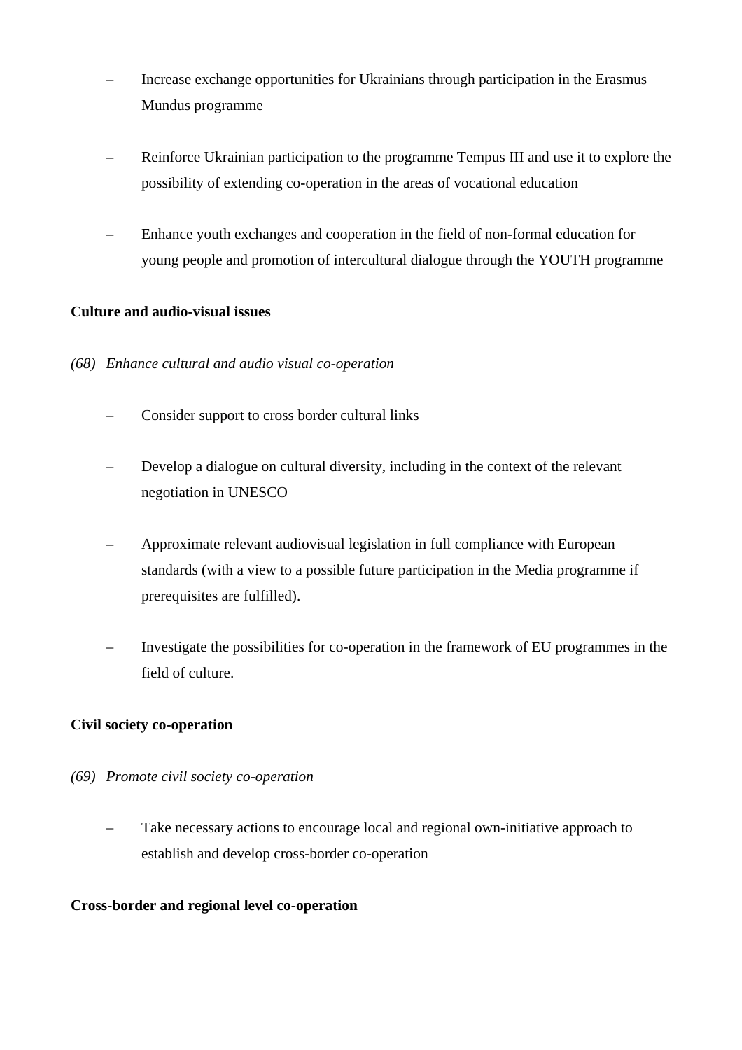- Increase exchange opportunities for Ukrainians through participation in the Erasmus Mundus programme

- Reinforce Ukrainian participation to the programme Tempus III and use it to explore the possibility of extending co-operation in the areas of vocational education

- Enhance youth exchanges and cooperation in the field of non-formal education for young people and promotion of intercultural dialogue through the YOUTH programme

**Culture and audio-visual issues**

*(68) Enhance cultural and audio visual co-operation*

- Consider support to cross border cultural links

- Develop a dialogue on cultural diversity, including in the context of the relevant negotiation in UNESCO

- Approximate relevant audiovisual legislation in full compliance with European standards (with a view to a possible future participation in the Media programme if prerequisites are fulfilled).

- Investigate the possibilities for co-operation in the framework of EU programmes in the field of culture.

**Civil society co-operation**

*(69) Promote civil society co-operation*

- Take necessary actions to encourage local and regional own-initiative approach to establish and develop cross-border co-operation

**Cross-border and regional level co-operation**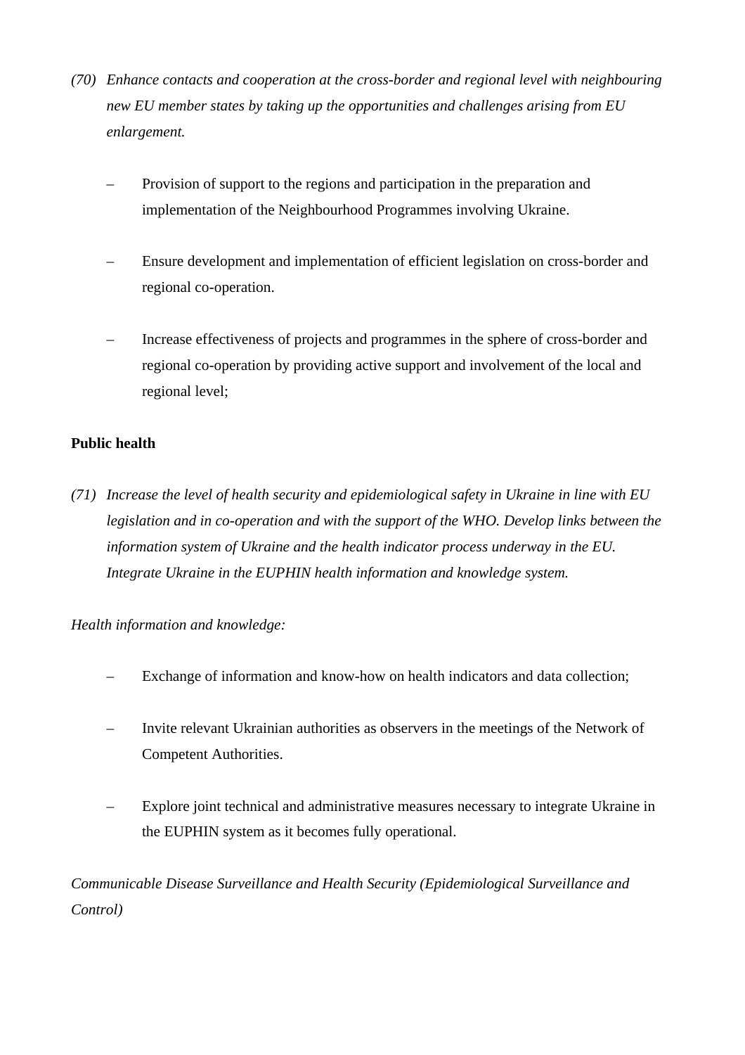*(70) Enhance contacts and cooperation at the cross-border and regional level with neighbouring new EU member states by taking up the opportunities and challenges arising from EU enlargement.*

- Provision of support to the regions and participation in the preparation and implementation of the Neighbourhood Programmes involving Ukraine.
- Ensure development and implementation of efficient legislation on cross-border and regional co-operation.
- Increase effectiveness of projects and programmes in the sphere of cross-border and regional co-operation by providing active support and involvement of the local and regional level;

**Public health**

*(71) Increase the level of health security and epidemiological safety in Ukraine in line with EU legislation and in co-operation and with the support of the WHO. Develop links between the information system of Ukraine and the health indicator process underway in the EU. Integrate Ukraine in the EUPHIN health information and knowledge system.*

*Health information and knowledge:*

- Exchange of information and know-how on health indicators and data collection;
- Invite relevant Ukrainian authorities as observers in the meetings of the Network of Competent Authorities.
- Explore joint technical and administrative measures necessary to integrate Ukraine in the EUPHIN system as it becomes fully operational.

*Communicable Disease Surveillance and Health Security (Epidemiological Surveillance and Control)*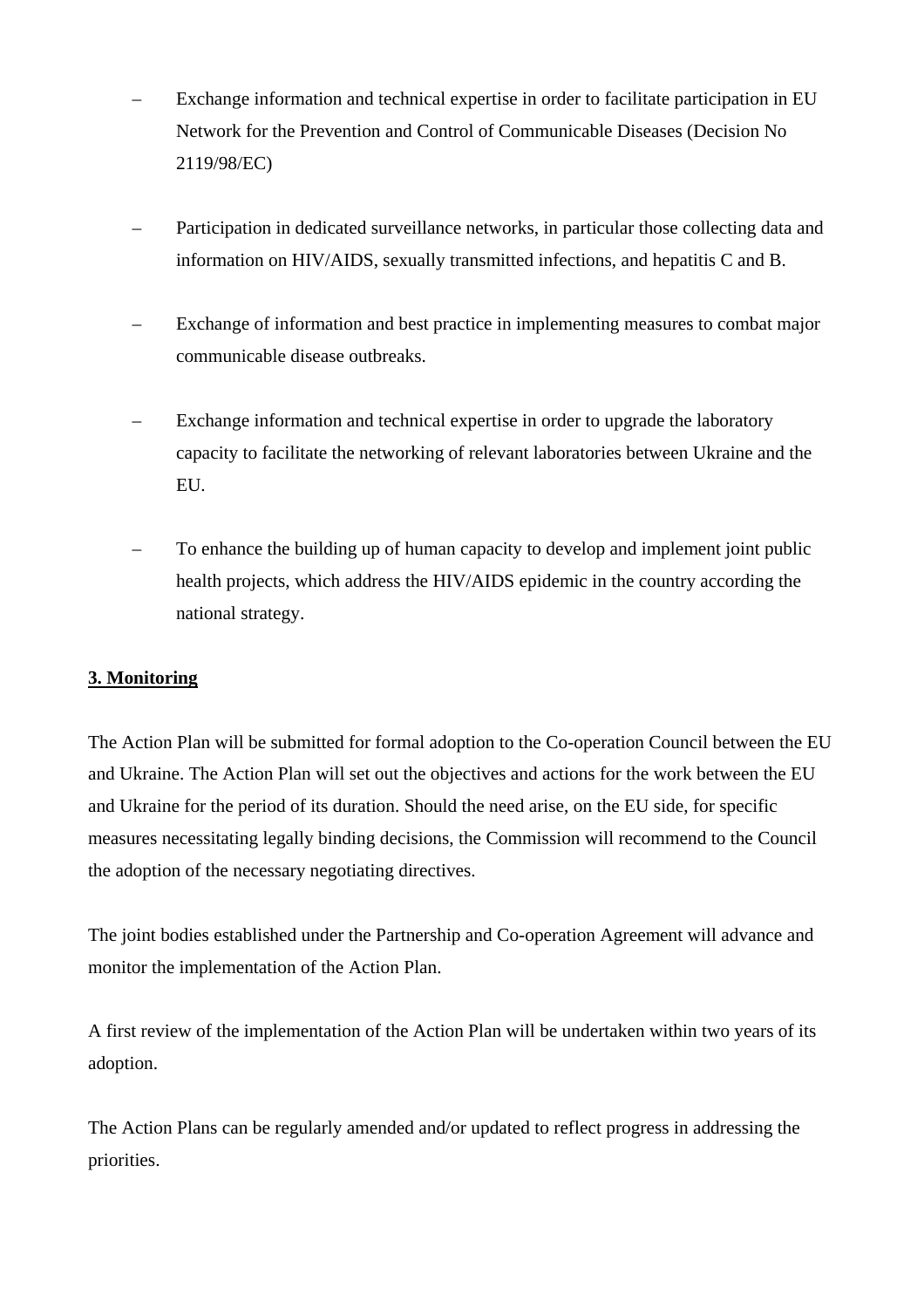- Exchange information and technical expertise in order to facilitate participation in EU Network for the Prevention and Control of Communicable Diseases (Decision No 2119/98/EC)

- Participation in dedicated surveillance networks, in particular those collecting data and information on HIV/AIDS, sexually transmitted infections, and hepatitis C and B.

- Exchange of information and best practice in implementing measures to combat major communicable disease outbreaks.

- Exchange information and technical expertise in order to upgrade the laboratory capacity to facilitate the networking of relevant laboratories between Ukraine and the EU.

- To enhance the building up of human capacity to develop and implement joint public health projects, which address the HIV/AIDS epidemic in the country according the national strategy.

**3. Monitoring**

The Action Plan will be submitted for formal adoption to the Co-operation Council between the EU and Ukraine. The Action Plan will set out the objectives and actions for the work between the EU and Ukraine for the period of its duration. Should the need arise, on the EU side, for specific measures necessitating legally binding decisions, the Commission will recommend to the Council the adoption of the necessary negotiating directives.

The joint bodies established under the Partnership and Co-operation Agreement will advance and monitor the implementation of the Action Plan.

A first review of the implementation of the Action Plan will be undertaken within two years of its adoption.

The Action Plans can be regularly amended and/or updated to reflect progress in addressing the priorities.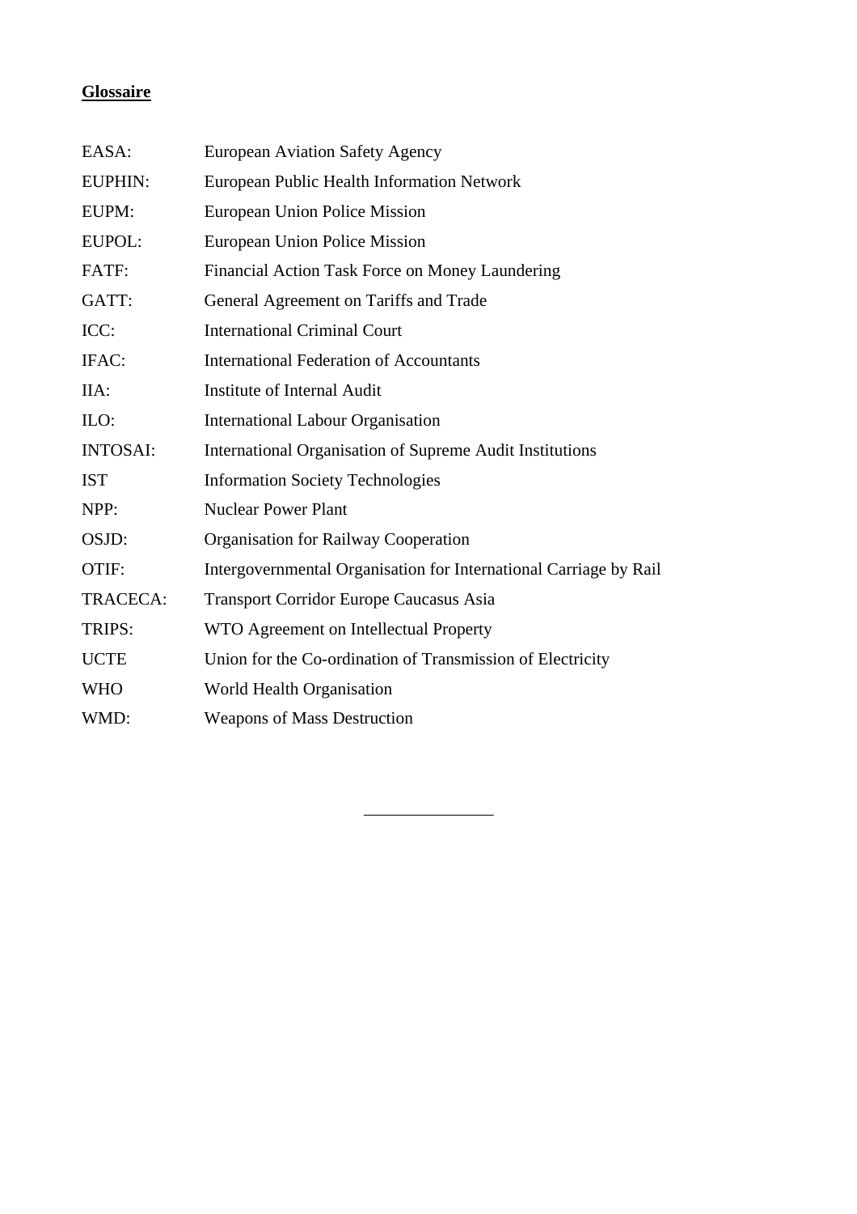**Glossaire**

| | |
|---|---|
| EASA: | European Aviation Safety Agency |
| EUPHIN: | European Public Health Information Network |
| EUPM: | European Union Police Mission |
| EUPOL: | European Union Police Mission |
| FATF: | Financial Action Task Force on Money Laundering |
| GATT: | General Agreement on Tariffs and Trade |
| ICC: | International Criminal Court |
| IFAC: | International Federation of Accountants |
| IIA: | Institute of Internal Audit |
| ILO: | International Labour Organisation |
| INTOSAI: | International Organisation of Supreme Audit Institutions |
| IST | Information Society Technologies |
| NPP: | Nuclear Power Plant |
| OSJD: | Organisation for Railway Cooperation |
| OTIF: | Intergovernmental Organisation for International Carriage by Rail |
| TRACECA: | Transport Corridor Europe Caucasus Asia |
| TRIPS: | WTO Agreement on Intellectual Property |
| UCTE | Union for the Co-ordination of Transmission of Electricity |
| WHO | World Health Organisation |
| WMD: | Weapons of Mass Destruction |

_______________